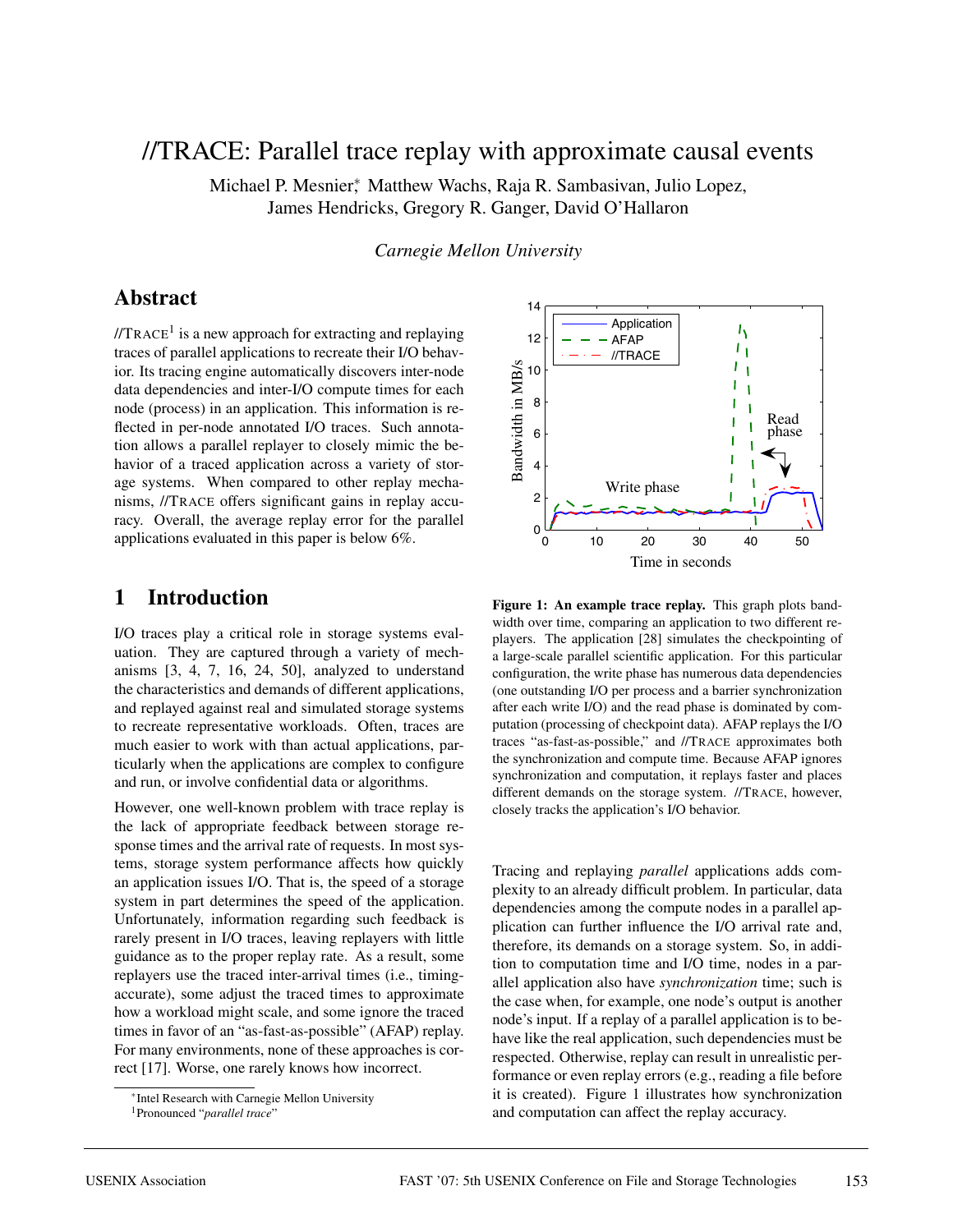# //TRACE: Parallel trace replay with approximate causal events

Michael P. Mesnier*, Matthew Wachs, Raja R. Sambasivan, Julio Lopez, James Hendricks, Gregory R. Ganger, David O'Hallaron

*Carnegie Mellon University*

## Abstract

//TRACE[1] is a new approach for extracting and replaying traces of parallel applications to recreate their I/O behavior. Its tracing engine automatically discovers inter-node data dependencies and inter-I/O compute times for each node (process) in an application. This information is reflected in per-node annotated I/O traces. Such annotation allows a parallel replayer to closely mimic the behavior of a traced application across a variety of storage systems. When compared to other replay mechanisms, //TRACE offers significant gains in replay accuracy. Overall, the average replay error for the parallel applications evaluated in this paper is below 6%.

## 1 Introduction

I/O traces play a critical role in storage systems evaluation. They are captured through a variety of mechanisms [3, 4, 7, 16, 24, 50], analyzed to understand the characteristics and demands of different applications, and replayed against real and simulated storage systems to recreate representative workloads. Often, traces are much easier to work with than actual applications, particularly when the applications are complex to configure and run, or involve confidential data or algorithms.

However, one well-known problem with trace replay is the lack of appropriate feedback between storage response times and the arrival rate of requests. In most systems, storage system performance affects how quickly an application issues I/O. That is, the speed of a storage system in part determines the speed of the application. Unfortunately, information regarding such feedback is rarely present in I/O traces, leaving replayers with little guidance as to the proper replay rate. As a result, some replayers use the traced inter-arrival times (i.e., timing-accurate), some adjust the traced times to approximate how a workload might scale, and some ignore the traced times in favor of an "as-fast-as-possible" (AFAP) replay. For many environments, none of these approaches is correct [17]. Worse, one rarely knows how incorrect.

**Figure 1: An example trace replay.** This graph plots bandwidth over time, comparing an application to two different replayers. The application [28] simulates the checkpointing of a large-scale parallel scientific application. For this particular configuration, the write phase has numerous data dependencies (one outstanding I/O per process and a barrier synchronization after each write I/O) and the read phase is dominated by computation (processing of checkpoint data). AFAP replays the I/O traces "as-fast-as-possible," and //TRACE approximates both the synchronization and compute time. Because AFAP ignores synchronization and computation, it replays faster and places different demands on the storage system. //TRACE, however, closely tracks the application's I/O behavior.

Tracing and replaying *parallel* applications adds complexity to an already difficult problem. In particular, data dependencies among the compute nodes in a parallel application can further influence the I/O arrival rate and, therefore, its demands on a storage system. So, in addition to computation time and I/O time, nodes in a parallel application also have *synchronization* time; such is the case when, for example, one node's output is another node's input. If a replay of a parallel application is to behave like the real application, such dependencies must be respected. Otherwise, replay can result in unrealistic performance or even replay errors (e.g., reading a file before it is created). Figure 1 illustrates how synchronization and computation can affect the replay accuracy.

*Intel Research with Carnegie Mellon University

[1] Pronounced "*parallel trace*"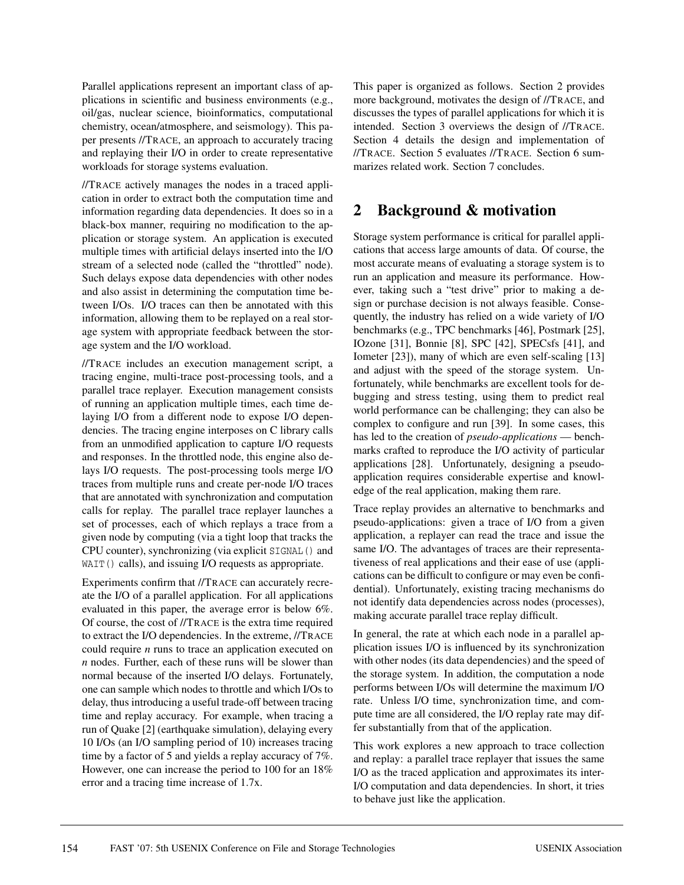Parallel applications represent an important class of applications in scientific and business environments (e.g., oil/gas, nuclear science, bioinformatics, computational chemistry, ocean/atmosphere, and seismology). This paper presents //TRACE, an approach to accurately tracing and replaying their I/O in order to create representative workloads for storage systems evaluation.

//TRACE actively manages the nodes in a traced application in order to extract both the computation time and information regarding data dependencies. It does so in a black-box manner, requiring no modification to the application or storage system. An application is executed multiple times with artificial delays inserted into the I/O stream of a selected node (called the "throttled" node). Such delays expose data dependencies with other nodes and also assist in determining the computation time between I/Os. I/O traces can then be annotated with this information, allowing them to be replayed on a real storage system with appropriate feedback between the storage system and the I/O workload.

//TRACE includes an execution management script, a tracing engine, multi-trace post-processing tools, and a parallel trace replayer. Execution management consists of running an application multiple times, each time delaying I/O from a different node to expose I/O dependencies. The tracing engine interposes on C library calls from an unmodified application to capture I/O requests and responses. In the throttled node, this engine also delays I/O requests. The post-processing tools merge I/O traces from multiple runs and create per-node I/O traces that are annotated with synchronization and computation calls for replay. The parallel trace replayer launches a set of processes, each of which replays a trace from a given node by computing (via a tight loop that tracks the CPU counter), synchronizing (via explicit `SIGNAL()` and `WAIT()` calls), and issuing I/O requests as appropriate.

Experiments confirm that //TRACE can accurately recreate the I/O of a parallel application. For all applications evaluated in this paper, the average error is below 6%. Of course, the cost of //TRACE is the extra time required to extract the I/O dependencies. In the extreme, //TRACE could require $n$ runs to trace an application executed on $n$ nodes. Further, each of these runs will be slower than normal because of the inserted I/O delays. Fortunately, one can sample which nodes to throttle and which I/Os to delay, thus introducing a useful trade-off between tracing time and replay accuracy. For example, when tracing a run of Quake [2] (earthquake simulation), delaying every 10 I/Os (an I/O sampling period of 10) increases tracing time by a factor of 5 and yields a replay accuracy of 7%. However, one can increase the period to 100 for an 18% error and a tracing time increase of 1.7x.

This paper is organized as follows. Section 2 provides more background, motivates the design of //TRACE, and discusses the types of parallel applications for which it is intended. Section 3 overviews the design of //TRACE. Section 4 details the design and implementation of //TRACE. Section 5 evaluates //TRACE. Section 6 summarizes related work. Section 7 concludes.

## 2 Background & motivation

Storage system performance is critical for parallel applications that access large amounts of data. Of course, the most accurate means of evaluating a storage system is to run an application and measure its performance. However, taking such a "test drive" prior to making a design or purchase decision is not always feasible. Consequently, the industry has relied on a wide variety of I/O benchmarks (e.g., TPC benchmarks [46], Postmark [25], IOzone [31], Bonnie [8], SPC [42], SPECsfs [41], and Iometer [23]), many of which are even self-scaling [13] and adjust with the speed of the storage system. Unfortunately, while benchmarks are excellent tools for debugging and stress testing, using them to predict real world performance can be challenging; they can also be complex to configure and run [39]. In some cases, this has led to the creation of *pseudo-applications* — benchmarks crafted to reproduce the I/O activity of particular applications [28]. Unfortunately, designing a pseudo-application requires considerable expertise and knowledge of the real application, making them rare.

Trace replay provides an alternative to benchmarks and pseudo-applications: given a trace of I/O from a given application, a replayer can read the trace and issue the same I/O. The advantages of traces are their representativeness of real applications and their ease of use (applications can be difficult to configure or may even be confidential). Unfortunately, existing tracing mechanisms do not identify data dependencies across nodes (processes), making accurate parallel trace replay difficult.

In general, the rate at which each node in a parallel application issues I/O is influenced by its synchronization with other nodes (its data dependencies) and the speed of the storage system. In addition, the computation a node performs between I/Os will determine the maximum I/O rate. Unless I/O time, synchronization time, and compute time are all considered, the I/O replay rate may differ substantially from that of the application.

This work explores a new approach to trace collection and replay: a parallel trace replayer that issues the same I/O as the traced application and approximates its inter-I/O computation and data dependencies. In short, it tries to behave just like the application.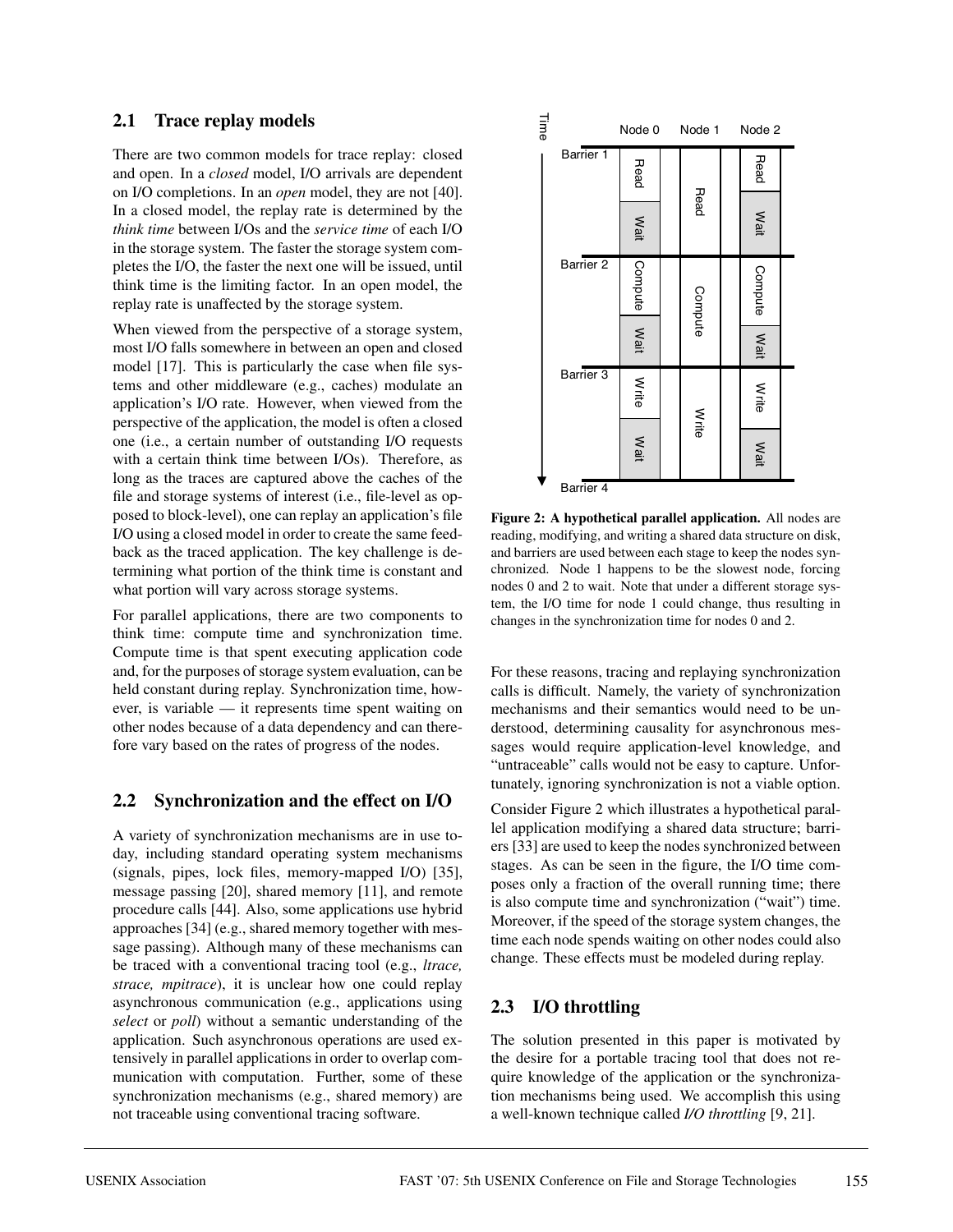## 2.1 Trace replay models

There are two common models for trace replay: closed and open. In a *closed* model, I/O arrivals are dependent on I/O completions. In an *open* model, they are not [40]. In a closed model, the replay rate is determined by the *think time* between I/Os and the *service time* of each I/O in the storage system. The faster the storage system completes the I/O, the faster the next one will be issued, until think time is the limiting factor. In an open model, the replay rate is unaffected by the storage system.

When viewed from the perspective of a storage system, most I/O falls somewhere in between an open and closed model [17]. This is particularly the case when file systems and other middleware (e.g., caches) modulate an application's I/O rate. However, when viewed from the perspective of the application, the model is often a closed one (i.e., a certain number of outstanding I/O requests with a certain think time between I/Os). Therefore, as long as the traces are captured above the caches of the file and storage systems of interest (i.e., file-level as opposed to block-level), one can replay an application's file I/O using a closed model in order to create the same feedback as the traced application. The key challenge is determining what portion of the think time is constant and what portion will vary across storage systems.

For parallel applications, there are two components to think time: compute time and synchronization time. Compute time is that spent executing application code and, for the purposes of storage system evaluation, can be held constant during replay. Synchronization time, however, is variable — it represents time spent waiting on other nodes because of a data dependency and can therefore vary based on the rates of progress of the nodes.

## 2.2 Synchronization and the effect on I/O

A variety of synchronization mechanisms are in use today, including standard operating system mechanisms (signals, pipes, lock files, memory-mapped I/O) [35], message passing [20], shared memory [11], and remote procedure calls [44]. Also, some applications use hybrid approaches [34] (e.g., shared memory together with message passing). Although many of these mechanisms can be traced with a conventional tracing tool (e.g., *ltrace, strace, mpitrace*), it is unclear how one could replay asynchronous communication (e.g., applications using *select* or *poll*) without a semantic understanding of the application. Such asynchronous operations are used extensively in parallel applications in order to overlap communication with computation. Further, some of these synchronization mechanisms (e.g., shared memory) are not traceable using conventional tracing software.

**Figure 2: A hypothetical parallel application.** All nodes are reading, modifying, and writing a shared data structure on disk, and barriers are used between each stage to keep the nodes synchronized. Node 1 happens to be the slowest node, forcing nodes 0 and 2 to wait. Note that under a different storage system, the I/O time for node 1 could change, thus resulting in changes in the synchronization time for nodes 0 and 2.

For these reasons, tracing and replaying synchronization calls is difficult. Namely, the variety of synchronization mechanisms and their semantics would need to be understood, determining causality for asynchronous messages would require application-level knowledge, and "untraceable" calls would not be easy to capture. Unfortunately, ignoring synchronization is not a viable option.

Consider Figure 2 which illustrates a hypothetical parallel application modifying a shared data structure; barriers [33] are used to keep the nodes synchronized between stages. As can be seen in the figure, the I/O time composes only a fraction of the overall running time; there is also compute time and synchronization ("wait") time. Moreover, if the speed of the storage system changes, the time each node spends waiting on other nodes could also change. These effects must be modeled during replay.

## 2.3 I/O throttling

The solution presented in this paper is motivated by the desire for a portable tracing tool that does not require knowledge of the application or the synchronization mechanisms being used. We accomplish this using a well-known technique called *I/O throttling* [9, 21].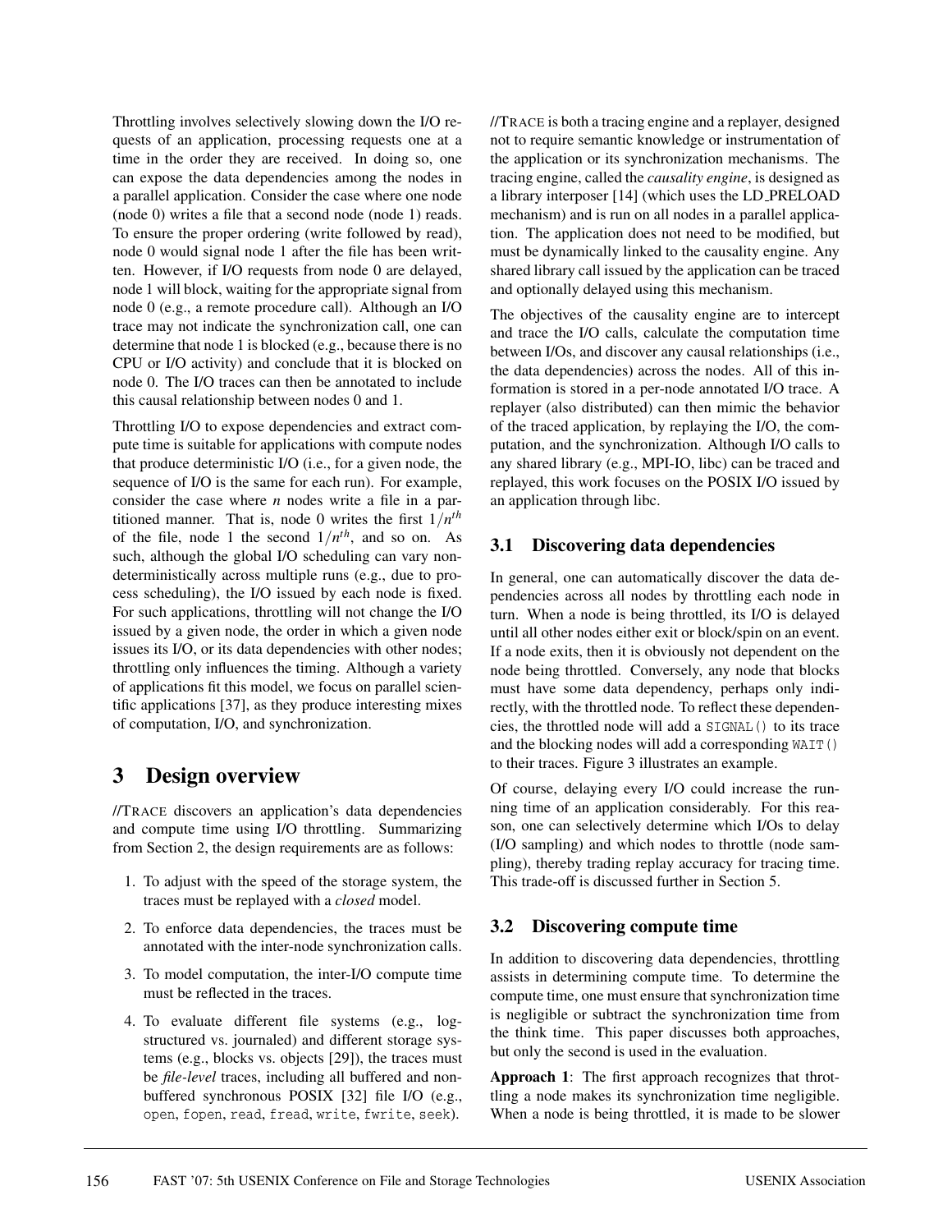Throttling involves selectively slowing down the I/O requests of an application, processing requests one at a time in the order they are received. In doing so, one can expose the data dependencies among the nodes in a parallel application. Consider the case where one node (node 0) writes a file that a second node (node 1) reads. To ensure the proper ordering (write followed by read), node 0 would signal node 1 after the file has been written. However, if I/O requests from node 0 are delayed, node 1 will block, waiting for the appropriate signal from node 0 (e.g., a remote procedure call). Although an I/O trace may not indicate the synchronization call, one can determine that node 1 is blocked (e.g., because there is no CPU or I/O activity) and conclude that it is blocked on node 0. The I/O traces can then be annotated to include this causal relationship between nodes 0 and 1.

Throttling I/O to expose dependencies and extract compute time is suitable for applications with compute nodes that produce deterministic I/O (i.e., for a given node, the sequence of I/O is the same for each run). For example, consider the case where $n$ nodes write a file in a partitioned manner. That is, node 0 writes the first $1/n^{th}$ of the file, node 1 the second $1/n^{th}$, and so on. As such, although the global I/O scheduling can vary nondeterministically across multiple runs (e.g., due to process scheduling), the I/O issued by each node is fixed. For such applications, throttling will not change the I/O issued by a given node, the order in which a given node issues its I/O, or its data dependencies with other nodes; throttling only influences the timing. Although a variety of applications fit this model, we focus on parallel scientific applications [37], as they produce interesting mixes of computation, I/O, and synchronization.

# 3 Design overview

//TRACE discovers an application's data dependencies and compute time using I/O throttling. Summarizing from Section 2, the design requirements are as follows:

1. To adjust with the speed of the storage system, the traces must be replayed with a *closed* model.
2. To enforce data dependencies, the traces must be annotated with the inter-node synchronization calls.
3. To model computation, the inter-I/O compute time must be reflected in the traces.
4. To evaluate different file systems (e.g., log-structured vs. journaled) and different storage systems (e.g., blocks vs. objects [29]), the traces must be *file-level* traces, including all buffered and non-buffered synchronous POSIX [32] file I/O (e.g., `open`, `fopen`, `read`, `fread`, `write`, `fwrite`, `seek`).

//TRACE is both a tracing engine and a replayer, designed not to require semantic knowledge or instrumentation of the application or its synchronization mechanisms. The tracing engine, called the *causality engine*, is designed as a library interposer [14] (which uses the LD_PRELOAD mechanism) and is run on all nodes in a parallel application. The application does not need to be modified, but must be dynamically linked to the causality engine. Any shared library call issued by the application can be traced and optionally delayed using this mechanism.

The objectives of the causality engine are to intercept and trace the I/O calls, calculate the computation time between I/Os, and discover any causal relationships (i.e., the data dependencies) across the nodes. All of this information is stored in a per-node annotated I/O trace. A replayer (also distributed) can then mimic the behavior of the traced application, by replaying the I/O, the computation, and the synchronization. Although I/O calls to any shared library (e.g., MPI-IO, libc) can be traced and replayed, this work focuses on the POSIX I/O issued by an application through libc.

## 3.1 Discovering data dependencies

In general, one can automatically discover the data dependencies across all nodes by throttling each node in turn. When a node is being throttled, its I/O is delayed until all other nodes either exit or block/spin on an event. If a node exits, then it is obviously not dependent on the node being throttled. Conversely, any node that blocks must have some data dependency, perhaps only indirectly, with the throttled node. To reflect these dependencies, the throttled node will add a `SIGNAL()` to its trace and the blocking nodes will add a corresponding `WAIT()` to their traces. Figure 3 illustrates an example.

Of course, delaying every I/O could increase the running time of an application considerably. For this reason, one can selectively determine which I/Os to delay (I/O sampling) and which nodes to throttle (node sampling), thereby trading replay accuracy for tracing time. This trade-off is discussed further in Section 5.

## 3.2 Discovering compute time

In addition to discovering data dependencies, throttling assists in determining compute time. To determine the compute time, one must ensure that synchronization time is negligible or subtract the synchronization time from the think time. This paper discusses both approaches, but only the second is used in the evaluation.

**Approach 1**: The first approach recognizes that throttling a node makes its synchronization time negligible. When a node is being throttled, it is made to be slower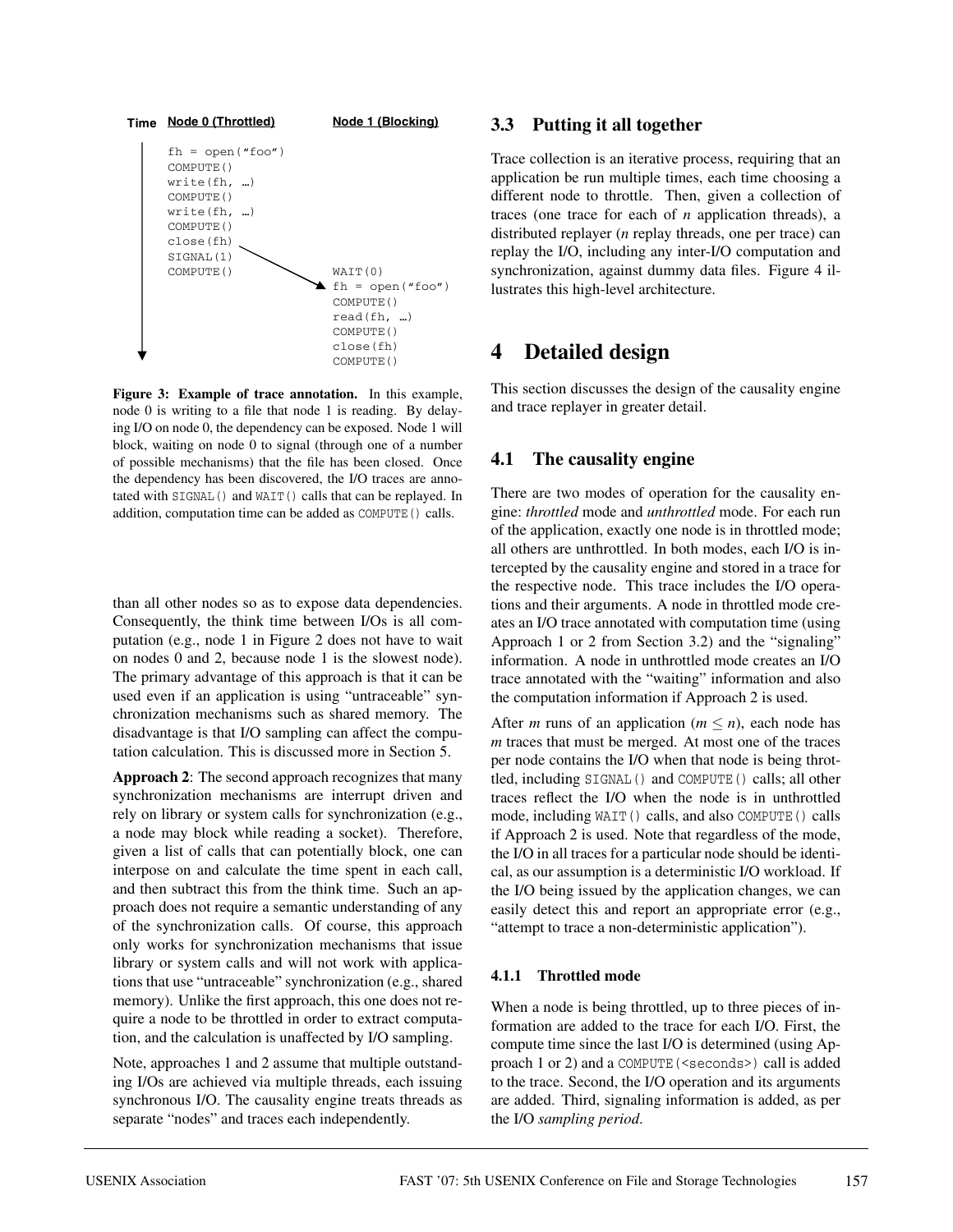```
Time   Node 0 (Throttled)          Node 1 (Blocking)
 |
 |     fh = open("foo")
 |     COMPUTE()
 |     write(fh, …)
 |     COMPUTE()
 |     write(fh, …)
 |     COMPUTE()
 |     close(fh)
 |     SIGNAL(1)
 |     COMPUTE()                   WAIT(0)
 |                                 fh = open("foo")
 |                                 COMPUTE()
 |                                 read(fh, …)
 |                                 COMPUTE()
 |                                 close(fh)
 v                                 COMPUTE()
```

**Figure 3: Example of trace annotation.** In this example, node 0 is writing to a file that node 1 is reading. By delaying I/O on node 0, the dependency can be exposed. Node 1 will block, waiting on node 0 to signal (through one of a number of possible mechanisms) that the file has been closed. Once the dependency has been discovered, the I/O traces are annotated with `SIGNAL()` and `WAIT()` calls that can be replayed. In addition, computation time can be added as `COMPUTE()` calls.

than all other nodes so as to expose data dependencies. Consequently, the think time between I/Os is all computation (e.g., node 1 in Figure 2 does not have to wait on nodes 0 and 2, because node 1 is the slowest node). The primary advantage of this approach is that it can be used even if an application is using "untraceable" synchronization mechanisms such as shared memory. The disadvantage is that I/O sampling can affect the computation calculation. This is discussed more in Section 5.

**Approach 2**: The second approach recognizes that many synchronization mechanisms are interrupt driven and rely on library or system calls for synchronization (e.g., a node may block while reading a socket). Therefore, given a list of calls that can potentially block, one can interpose on and calculate the time spent in each call, and then subtract this from the think time. Such an approach does not require a semantic understanding of any of the synchronization calls. Of course, this approach only works for synchronization mechanisms that issue library or system calls and will not work with applications that use "untraceable" synchronization (e.g., shared memory). Unlike the first approach, this one does not require a node to be throttled in order to extract computation, and the calculation is unaffected by I/O sampling.

Note, approaches 1 and 2 assume that multiple outstanding I/Os are achieved via multiple threads, each issuing synchronous I/O. The causality engine treats threads as separate "nodes" and traces each independently.

## 3.3 Putting it all together

Trace collection is an iterative process, requiring that an application be run multiple times, each time choosing a different node to throttle. Then, given a collection of traces (one trace for each of $n$ application threads), a distributed replayer ($n$ replay threads, one per trace) can replay the I/O, including any inter-I/O computation and synchronization, against dummy data files. Figure 4 illustrates this high-level architecture.

# 4 Detailed design

This section discusses the design of the causality engine and trace replayer in greater detail.

## 4.1 The causality engine

There are two modes of operation for the causality engine: *throttled* mode and *unthrottled* mode. For each run of the application, exactly one node is in throttled mode; all others are unthrottled. In both modes, each I/O is intercepted by the causality engine and stored in a trace for the respective node. This trace includes the I/O operations and their arguments. A node in throttled mode creates an I/O trace annotated with computation time (using Approach 1 or 2 from Section 3.2) and the "signaling" information. A node in unthrottled mode creates an I/O trace annotated with the "waiting" information and also the computation information if Approach 2 is used.

After $m$ runs of an application ($m \leq n$), each node has $m$ traces that must be merged. At most one of the traces per node contains the I/O when that node is being throttled, including `SIGNAL()` and `COMPUTE()` calls; all other traces reflect the I/O when the node is in unthrottled mode, including `WAIT()` calls, and also `COMPUTE()` calls if Approach 2 is used. Note that regardless of the mode, the I/O in all traces for a particular node should be identical, as our assumption is a deterministic I/O workload. If the I/O being issued by the application changes, we can easily detect this and report an appropriate error (e.g., "attempt to trace a non-deterministic application").

### 4.1.1 Throttled mode

When a node is being throttled, up to three pieces of information are added to the trace for each I/O. First, the compute time since the last I/O is determined (using Approach 1 or 2) and a `COMPUTE(<seconds>)` call is added to the trace. Second, the I/O operation and its arguments are added. Third, signaling information is added, as per the I/O *sampling period*.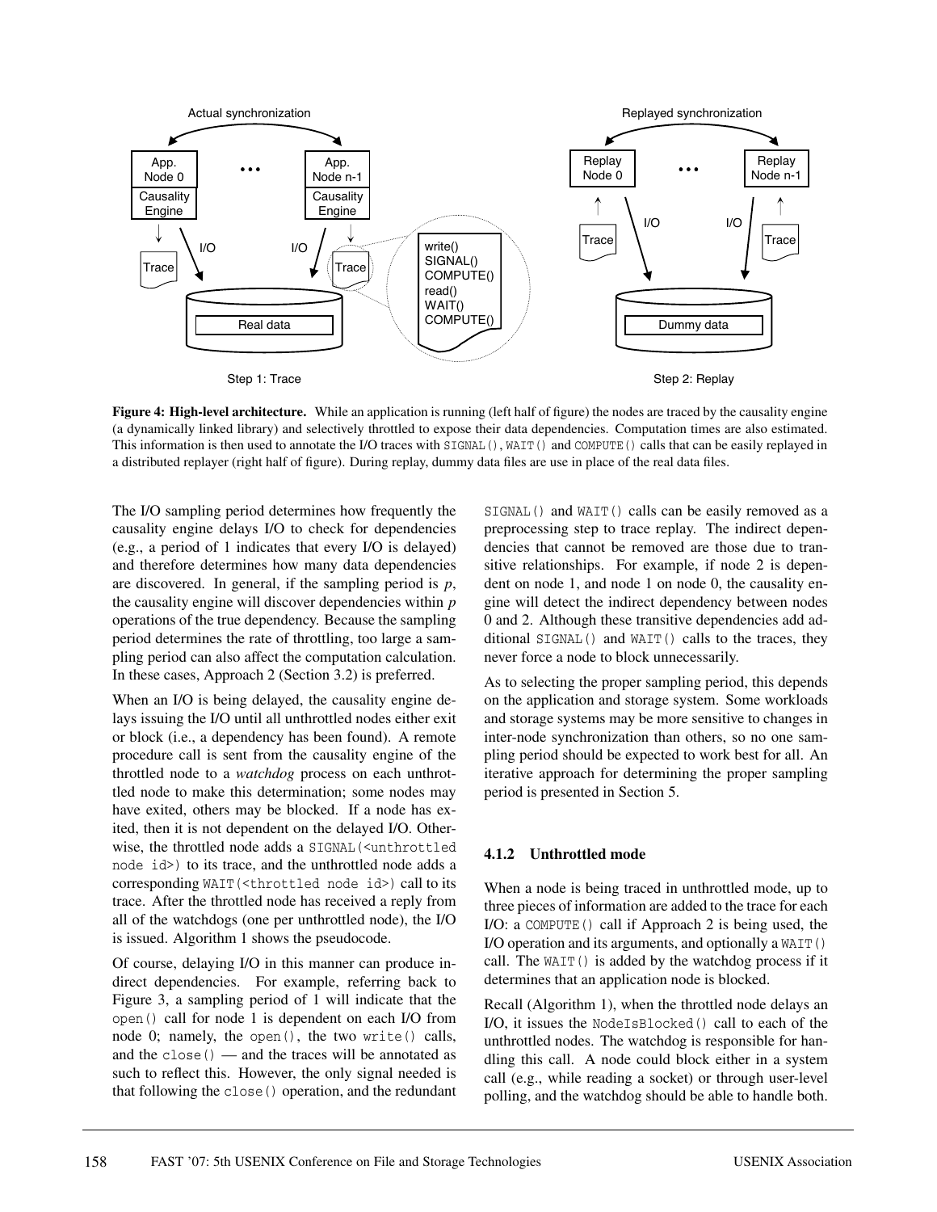**Figure 4: High-level architecture.** While an application is running (left half of figure) the nodes are traced by the causality engine (a dynamically linked library) and selectively throttled to expose their data dependencies. Computation times are also estimated. This information is then used to annotate the I/O traces with `SIGNAL()`, `WAIT()` and `COMPUTE()` calls that can be easily replayed in a distributed replayer (right half of figure). During replay, dummy data files are use in place of the real data files.

The I/O sampling period determines how frequently the causality engine delays I/O to check for dependencies (e.g., a period of 1 indicates that every I/O is delayed) and therefore determines how many data dependencies are discovered. In general, if the sampling period is $p$, the causality engine will discover dependencies within $p$ operations of the true dependency. Because the sampling period determines the rate of throttling, too large a sampling period can also affect the computation calculation. In these cases, Approach 2 (Section 3.2) is preferred.

When an I/O is being delayed, the causality engine delays issuing the I/O until all unthrottled nodes either exit or block (i.e., a dependency has been found). A remote procedure call is sent from the causality engine of the throttled node to a *watchdog* process on each unthrottled node to make this determination; some nodes may have exited, others may be blocked. If a node has exited, then it is not dependent on the delayed I/O. Otherwise, the throttled node adds a `SIGNAL(<unthrottled node id>)` to its trace, and the unthrottled node adds a corresponding `WAIT(<throttled node id>)` call to its trace. After the throttled node has received a reply from all of the watchdogs (one per unthrottled node), the I/O is issued. Algorithm 1 shows the pseudocode.

Of course, delaying I/O in this manner can produce indirect dependencies. For example, referring back to Figure 3, a sampling period of 1 will indicate that the `open()` call for node 1 is dependent on each I/O from node 0; namely, the `open()`, the two `write()` calls, and the `close()` — and the traces will be annotated as such to reflect this. However, the only signal needed is that following the `close()` operation, and the redundant `SIGNAL()` and `WAIT()` calls can be easily removed as a preprocessing step to trace replay. The indirect dependencies that cannot be removed are those due to transitive relationships. For example, if node 2 is dependent on node 1, and node 1 on node 0, the causality engine will detect the indirect dependency between nodes 0 and 2. Although these transitive dependencies add additional `SIGNAL()` and `WAIT()` calls to the traces, they never force a node to block unnecessarily.

As to selecting the proper sampling period, this depends on the application and storage system. Some workloads and storage systems may be more sensitive to changes in inter-node synchronization than others, so no one sampling period should be expected to work best for all. An iterative approach for determining the proper sampling period is presented in Section 5.

#### 4.1.2 Unthrottled mode

When a node is being traced in unthrottled mode, up to three pieces of information are added to the trace for each I/O: a `COMPUTE()` call if Approach 2 is being used, the I/O operation and its arguments, and optionally a `WAIT()` call. The `WAIT()` is added by the watchdog process if it determines that an application node is blocked.

Recall (Algorithm 1), when the throttled node delays an I/O, it issues the `NodeIsBlocked()` call to each of the unthrottled nodes. The watchdog is responsible for handling this call. A node could block either in a system call (e.g., while reading a socket) or through user-level polling, and the watchdog should be able to handle both.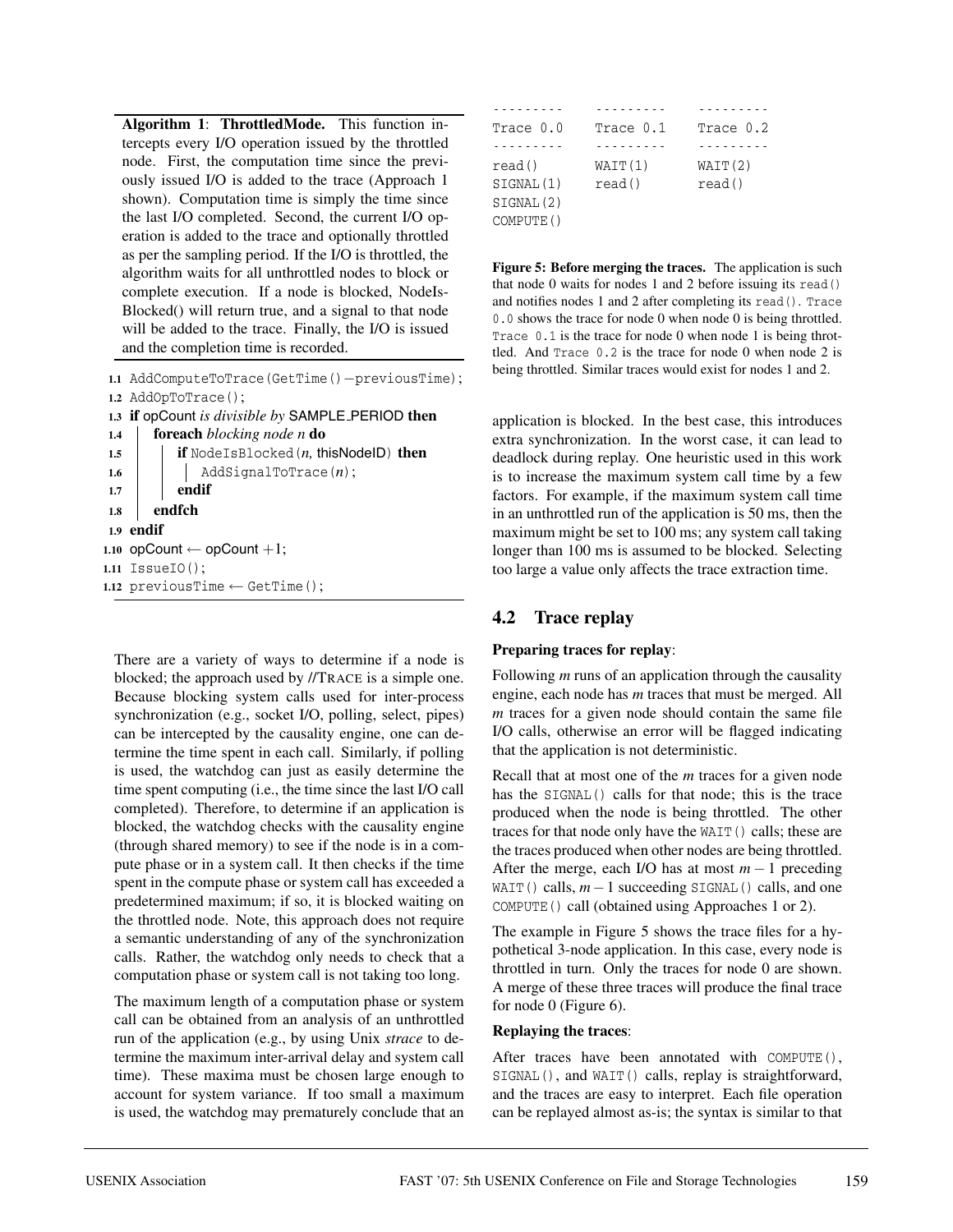**Algorithm 1**: **ThrottledMode.** This function intercepts every I/O operation issued by the throttled node. First, the computation time since the previously issued I/O is added to the trace (Approach 1 shown). Computation time is simply the time since the last I/O completed. Second, the current I/O operation is added to the trace and optionally throttled as per the sampling period. If the I/O is throttled, the algorithm waits for all unthrottled nodes to block or complete execution. If a node is blocked, NodeIsBlocked() will return true, and a signal to that node will be added to the trace. Finally, the I/O is issued and the completion time is recorded.

```
1.1  AddComputeToTrace(GetTime()−previousTime);
1.2  AddOpToTrace();
1.3  if opCount is divisible by SAMPLE_PERIOD then
1.4  |  foreach blocking node n do
1.5  |  |  if NodeIsBlocked(n, thisNodeID) then
1.6  |  |  |  AddSignalToTrace(n);
1.7  |  |  endif
1.8  |  endfch
1.9  endif
1.10 opCount ← opCount +1;
1.11 IssueIO();
1.12 previousTime ← GetTime();
```

There are a variety of ways to determine if a node is blocked; the approach used by //TRACE is a simple one. Because blocking system calls used for inter-process synchronization (e.g., socket I/O, polling, select, pipes) can be intercepted by the causality engine, one can determine the time spent in each call. Similarly, if polling is used, the watchdog can just as easily determine the time spent computing (i.e., the time since the last I/O call completed). Therefore, to determine if an application is blocked, the watchdog checks with the causality engine (through shared memory) to see if the node is in a compute phase or in a system call. It then checks if the time spent in the compute phase or system call has exceeded a predetermined maximum; if so, it is blocked waiting on the throttled node. Note, this approach does not require a semantic understanding of any of the synchronization calls. Rather, the watchdog only needs to check that a computation phase or system call is not taking too long.

The maximum length of a computation phase or system call can be obtained from an analysis of an unthrottled run of the application (e.g., by using Unix *strace* to determine the maximum inter-arrival delay and system call time). These maxima must be chosen large enough to account for system variance. If too small a maximum is used, the watchdog may prematurely conclude that an application is blocked. In the best case, this introduces extra synchronization. In the worst case, it can lead to deadlock during replay. One heuristic used in this work is to increase the maximum system call time by a few factors. For example, if the maximum system call time in an unthrottled run of the application is 50 ms, then the maximum might be set to 100 ms; any system call taking longer than 100 ms is assumed to be blocked. Selecting too large a value only affects the trace extraction time.

```
---------     ---------     ---------
Trace 0.0     Trace 0.1     Trace 0.2
---------     ---------     ---------
read()        WAIT(1)       WAIT(2)
SIGNAL(1)     read()        read()
SIGNAL(2)
COMPUTE()
```

**Figure 5: Before merging the traces.** The application is such that node 0 waits for nodes 1 and 2 before issuing its `read()` and notifies nodes 1 and 2 after completing its `read()`. `Trace 0.0` shows the trace for node 0 when node 0 is being throttled. `Trace 0.1` is the trace for node 0 when node 1 is being throttled. And `Trace 0.2` is the trace for node 0 when node 2 is being throttled. Similar traces would exist for nodes 1 and 2.

## 4.2 Trace replay

**Preparing traces for replay**:

Following *m* runs of an application through the causality engine, each node has *m* traces that must be merged. All *m* traces for a given node should contain the same file I/O calls, otherwise an error will be flagged indicating that the application is not deterministic.

Recall that at most one of the *m* traces for a given node has the `SIGNAL()` calls for that node; this is the trace produced when the node is being throttled. The other traces for that node only have the `WAIT()` calls; these are the traces produced when other nodes are being throttled. After the merge, each I/O has at most $m-1$ preceding `WAIT()` calls, $m-1$ succeeding `SIGNAL()` calls, and one `COMPUTE()` call (obtained using Approaches 1 or 2).

The example in Figure 5 shows the trace files for a hypothetical 3-node application. In this case, every node is throttled in turn. Only the traces for node 0 are shown. A merge of these three traces will produce the final trace for node 0 (Figure 6).

**Replaying the traces**:

After traces have been annotated with `COMPUTE()`, `SIGNAL()`, and `WAIT()` calls, replay is straightforward, and the traces are easy to interpret. Each file operation can be replayed almost as-is; the syntax is similar to that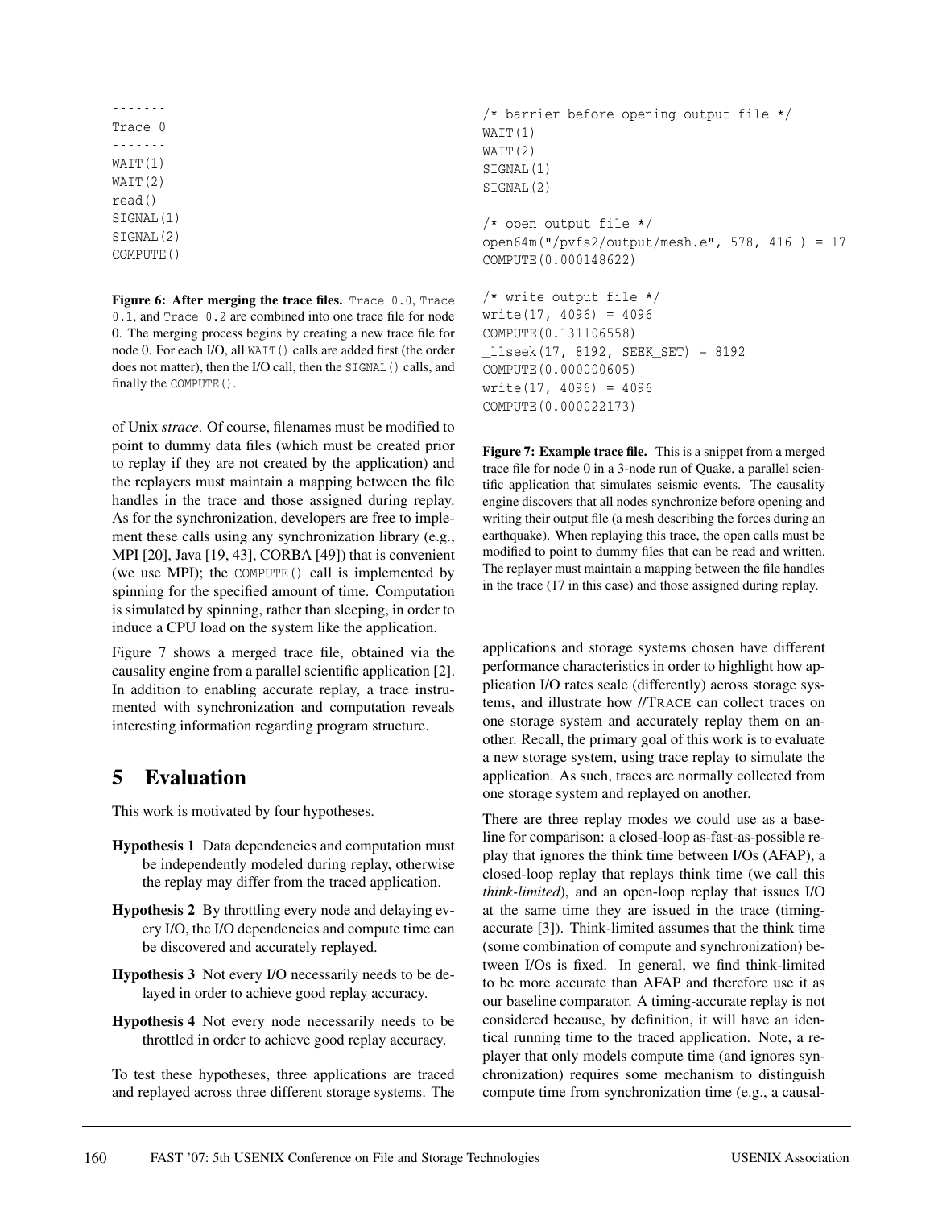```
-------
Trace 0
-------
WAIT(1)
WAIT(2)
read()
SIGNAL(1)
SIGNAL(2)
COMPUTE()
```

**Figure 6: After merging the trace files.** `Trace 0.0`, `Trace 0.1`, and `Trace 0.2` are combined into one trace file for node 0. The merging process begins by creating a new trace file for node 0. For each I/O, all `WAIT()` calls are added first (the order does not matter), then the I/O call, then the `SIGNAL()` calls, and finally the `COMPUTE()`.

of Unix *strace*. Of course, filenames must be modified to point to dummy data files (which must be created prior to replay if they are not created by the application) and the replayers must maintain a mapping between the file handles in the trace and those assigned during replay. As for the synchronization, developers are free to implement these calls using any synchronization library (e.g., MPI [20], Java [19, 43], CORBA [49]) that is convenient (we use MPI); the `COMPUTE()` call is implemented by spinning for the specified amount of time. Computation is simulated by spinning, rather than sleeping, in order to induce a CPU load on the system like the application.

Figure 7 shows a merged trace file, obtained via the causality engine from a parallel scientific application [2]. In addition to enabling accurate replay, a trace instrumented with synchronization and computation reveals interesting information regarding program structure.

```
/* barrier before opening output file */
WAIT(1)
WAIT(2)
SIGNAL(1)
SIGNAL(2)

/* open output file */
open64m("/pvfs2/output/mesh.e", 578, 416 ) = 17
COMPUTE(0.000148622)

/* write output file */
write(17, 4096) = 4096
COMPUTE(0.131106558)
_llseek(17, 8192, SEEK_SET) = 8192
COMPUTE(0.000000605)
write(17, 4096) = 4096
COMPUTE(0.000022173)
```

**Figure 7: Example trace file.** This is a snippet from a merged trace file for node 0 in a 3-node run of Quake, a parallel scientific application that simulates seismic events. The causality engine discovers that all nodes synchronize before opening and writing their output file (a mesh describing the forces during an earthquake). When replaying this trace, the open calls must be modified to point to dummy files that can be read and written. The replayer must maintain a mapping between the file handles in the trace (17 in this case) and those assigned during replay.

# 5 Evaluation

This work is motivated by four hypotheses.

**Hypothesis 1** Data dependencies and computation must be independently modeled during replay, otherwise the replay may differ from the traced application.

**Hypothesis 2** By throttling every node and delaying every I/O, the I/O dependencies and compute time can be discovered and accurately replayed.

**Hypothesis 3** Not every I/O necessarily needs to be delayed in order to achieve good replay accuracy.

**Hypothesis 4** Not every node necessarily needs to be throttled in order to achieve good replay accuracy.

To test these hypotheses, three applications are traced and replayed across three different storage systems. The applications and storage systems chosen have different performance characteristics in order to highlight how application I/O rates scale (differently) across storage systems, and illustrate how //TRACE can collect traces on one storage system and accurately replay them on another. Recall, the primary goal of this work is to evaluate a new storage system, using trace replay to simulate the application. As such, traces are normally collected from one storage system and replayed on another.

There are three replay modes we could use as a baseline for comparison: a closed-loop as-fast-as-possible replay that ignores the think time between I/Os (AFAP), a closed-loop replay that replays think time (we call this *think-limited*), and an open-loop replay that issues I/O at the same time they are issued in the trace (timing-accurate [3]). Think-limited assumes that the think time (some combination of compute and synchronization) between I/Os is fixed. In general, we find think-limited to be more accurate than AFAP and therefore use it as our baseline comparator. A timing-accurate replay is not considered because, by definition, it will have an identical running time to the traced application. Note, a replayer that only models compute time (and ignores synchronization) requires some mechanism to distinguish compute time from synchronization time (e.g., a causal-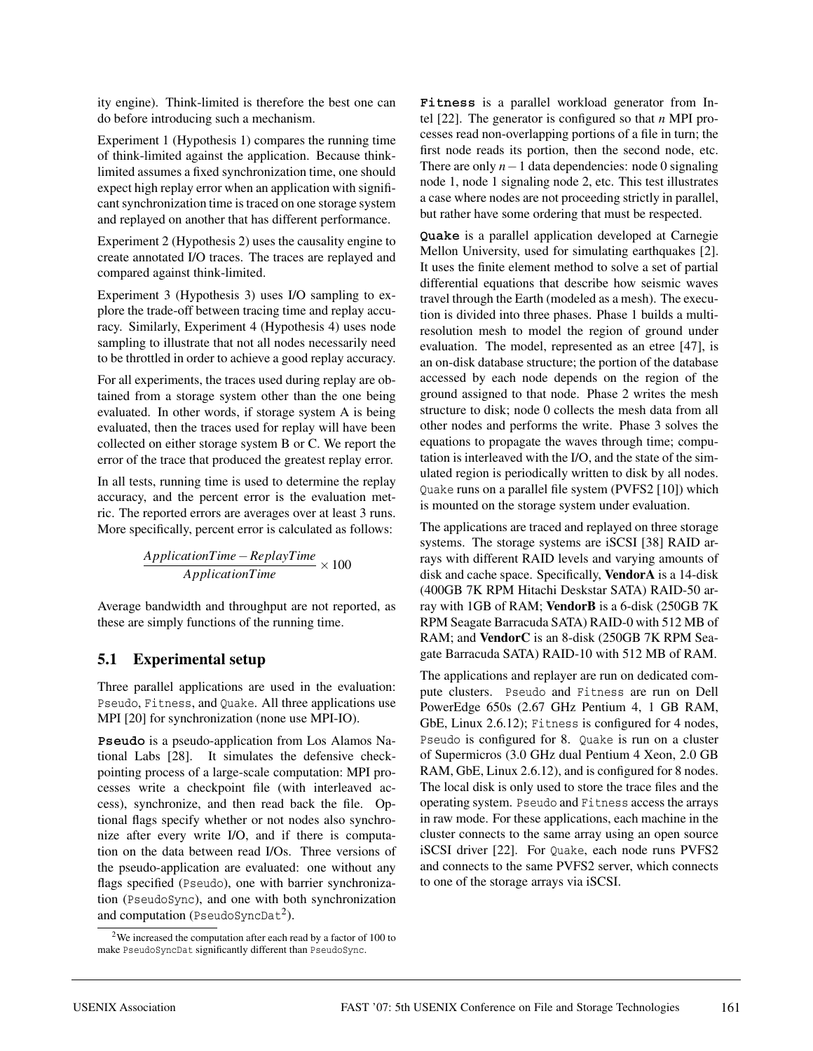ity engine). Think-limited is therefore the best one can do before introducing such a mechanism.

Experiment 1 (Hypothesis 1) compares the running time of think-limited against the application. Because think-limited assumes a fixed synchronization time, one should expect high replay error when an application with significant synchronization time is traced on one storage system and replayed on another that has different performance.

Experiment 2 (Hypothesis 2) uses the causality engine to create annotated I/O traces. The traces are replayed and compared against think-limited.

Experiment 3 (Hypothesis 3) uses I/O sampling to explore the trade-off between tracing time and replay accuracy. Similarly, Experiment 4 (Hypothesis 4) uses node sampling to illustrate that not all nodes necessarily need to be throttled in order to achieve a good replay accuracy.

For all experiments, the traces used during replay are obtained from a storage system other than the one being evaluated. In other words, if storage system A is being evaluated, then the traces used for replay will have been collected on either storage system B or C. We report the error of the trace that produced the greatest replay error.

In all tests, running time is used to determine the replay accuracy, and the percent error is the evaluation metric. The reported errors are averages over at least 3 runs. More specifically, percent error is calculated as follows:

$$\frac{ApplicationTime - ReplayTime}{ApplicationTime} \times 100$$

Average bandwidth and throughput are not reported, as these are simply functions of the running time.

## 5.1 Experimental setup

Three parallel applications are used in the evaluation: `Pseudo`, `Fitness`, and `Quake`. All three applications use MPI [20] for synchronization (none use MPI-IO).

**`Pseudo`** is a pseudo-application from Los Alamos National Labs [28]. It simulates the defensive checkpointing process of a large-scale computation: MPI processes write a checkpoint file (with interleaved access), synchronize, and then read back the file. Optional flags specify whether or not nodes also synchronize after every write I/O, and if there is computation on the data between read I/Os. Three versions of the pseudo-application are evaluated: one without any flags specified (`Pseudo`), one with barrier synchronization (`PseudoSync`), and one with both synchronization and computation (`PseudoSyncDat`[2]).

[2]We increased the computation after each read by a factor of 100 to make `PseudoSyncDat` significantly different than `PseudoSync`.

**`Fitness`** is a parallel workload generator from Intel [22]. The generator is configured so that $n$ MPI processes read non-overlapping portions of a file in turn; the first node reads its portion, then the second node, etc. There are only $n-1$ data dependencies: node 0 signaling node 1, node 1 signaling node 2, etc. This test illustrates a case where nodes are not proceeding strictly in parallel, but rather have some ordering that must be respected.

**`Quake`** is a parallel application developed at Carnegie Mellon University, used for simulating earthquakes [2]. It uses the finite element method to solve a set of partial differential equations that describe how seismic waves travel through the Earth (modeled as a mesh). The execution is divided into three phases. Phase 1 builds a multi-resolution mesh to model the region of ground under evaluation. The model, represented as an etree [47], is an on-disk database structure; the portion of the database accessed by each node depends on the region of the ground assigned to that node. Phase 2 writes the mesh structure to disk; node 0 collects the mesh data from all other nodes and performs the write. Phase 3 solves the equations to propagate the waves through time; computation is interleaved with the I/O, and the state of the simulated region is periodically written to disk by all nodes. `Quake` runs on a parallel file system (PVFS2 [10]) which is mounted on the storage system under evaluation.

The applications are traced and replayed on three storage systems. The storage systems are iSCSI [38] RAID arrays with different RAID levels and varying amounts of disk and cache space. Specifically, **VendorA** is a 14-disk (400GB 7K RPM Hitachi Deskstar SATA) RAID-50 array with 1GB of RAM; **VendorB** is a 6-disk (250GB 7K RPM Seagate Barracuda SATA) RAID-0 with 512 MB of RAM; and **VendorC** is an 8-disk (250GB 7K RPM Seagate Barracuda SATA) RAID-10 with 512 MB of RAM.

The applications and replayer are run on dedicated compute clusters. `Pseudo` and `Fitness` are run on Dell PowerEdge 650s (2.67 GHz Pentium 4, 1 GB RAM, GbE, Linux 2.6.12); `Fitness` is configured for 4 nodes, `Pseudo` is configured for 8. `Quake` is run on a cluster of Supermicros (3.0 GHz dual Pentium 4 Xeon, 2.0 GB RAM, GbE, Linux 2.6.12), and is configured for 8 nodes. The local disk is only used to store the trace files and the operating system. `Pseudo` and `Fitness` access the arrays in raw mode. For these applications, each machine in the cluster connects to the same array using an open source iSCSI driver [22]. For `Quake`, each node runs PVFS2 and connects to the same PVFS2 server, which connects to one of the storage arrays via iSCSI.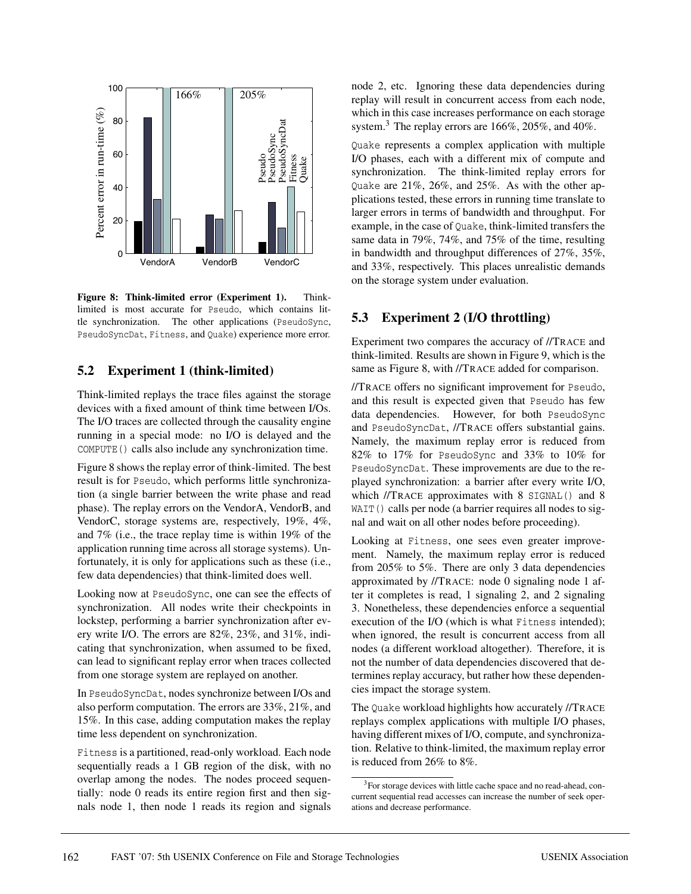Figure 8: Think-limited error (Experiment 1). Think-limited is most accurate for Pseudo, which contains little synchronization. The other applications (PseudoSync, PseudoSyncDat, Fitness, and Quake) experience more error.

## 5.2 Experiment 1 (think-limited)

Think-limited replays the trace files against the storage devices with a fixed amount of think time between I/Os. The I/O traces are collected through the causality engine running in a special mode: no I/O is delayed and the COMPUTE() calls also include any synchronization time.

Figure 8 shows the replay error of think-limited. The best result is for Pseudo, which performs little synchronization (a single barrier between the write phase and read phase). The replay errors on the VendorA, VendorB, and VendorC, storage systems are, respectively, 19%, 4%, and 7% (i.e., the trace replay time is within 19% of the application running time across all storage systems). Unfortunately, it is only for applications such as these (i.e., few data dependencies) that think-limited does well.

Looking now at PseudoSync, one can see the effects of synchronization. All nodes write their checkpoints in lockstep, performing a barrier synchronization after every write I/O. The errors are 82%, 23%, and 31%, indicating that synchronization, when assumed to be fixed, can lead to significant replay error when traces collected from one storage system are replayed on another.

In PseudoSyncDat, nodes synchronize between I/Os and also perform computation. The errors are 33%, 21%, and 15%. In this case, adding computation makes the replay time less dependent on synchronization.

Fitness is a partitioned, read-only workload. Each node sequentially reads a 1 GB region of the disk, with no overlap among the nodes. The nodes proceed sequentially: node 0 reads its entire region first and then signals node 1, then node 1 reads its region and signals node 2, etc. Ignoring these data dependencies during replay will result in concurrent access from each node, which in this case increases performance on each storage system.[3] The replay errors are 166%, 205%, and 40%.

Quake represents a complex application with multiple I/O phases, each with a different mix of compute and synchronization. The think-limited replay errors for Quake are 21%, 26%, and 25%. As with the other applications tested, these errors in running time translate to larger errors in terms of bandwidth and throughput. For example, in the case of Quake, think-limited transfers the same data in 79%, 74%, and 75% of the time, resulting in bandwidth and throughput differences of 27%, 35%, and 33%, respectively. This places unrealistic demands on the storage system under evaluation.

## 5.3 Experiment 2 (I/O throttling)

Experiment two compares the accuracy of //TRACE and think-limited. Results are shown in Figure 9, which is the same as Figure 8, with //TRACE added for comparison.

//TRACE offers no significant improvement for Pseudo, and this result is expected given that Pseudo has few data dependencies. However, for both PseudoSync and PseudoSyncDat, //TRACE offers substantial gains. Namely, the maximum replay error is reduced from 82% to 17% for PseudoSync and 33% to 10% for PseudoSyncDat. These improvements are due to the replayed synchronization: a barrier after every write I/O, which //TRACE approximates with 8 SIGNAL() and 8 WAIT() calls per node (a barrier requires all nodes to signal and wait on all other nodes before proceeding).

Looking at Fitness, one sees even greater improvement. Namely, the maximum replay error is reduced from 205% to 5%. There are only 3 data dependencies approximated by //TRACE: node 0 signaling node 1 after it completes is read, 1 signaling 2, and 2 signaling 3. Nonetheless, these dependencies enforce a sequential execution of the I/O (which is what Fitness intended); when ignored, the result is concurrent access from all nodes (a different workload altogether). Therefore, it is not the number of data dependencies discovered that determines replay accuracy, but rather how these dependencies impact the storage system.

The Quake workload highlights how accurately //TRACE replays complex applications with multiple I/O phases, having different mixes of I/O, compute, and synchronization. Relative to think-limited, the maximum replay error is reduced from 26% to 8%.

[3] For storage devices with little cache space and no read-ahead, concurrent sequential read accesses can increase the number of seek operations and decrease performance.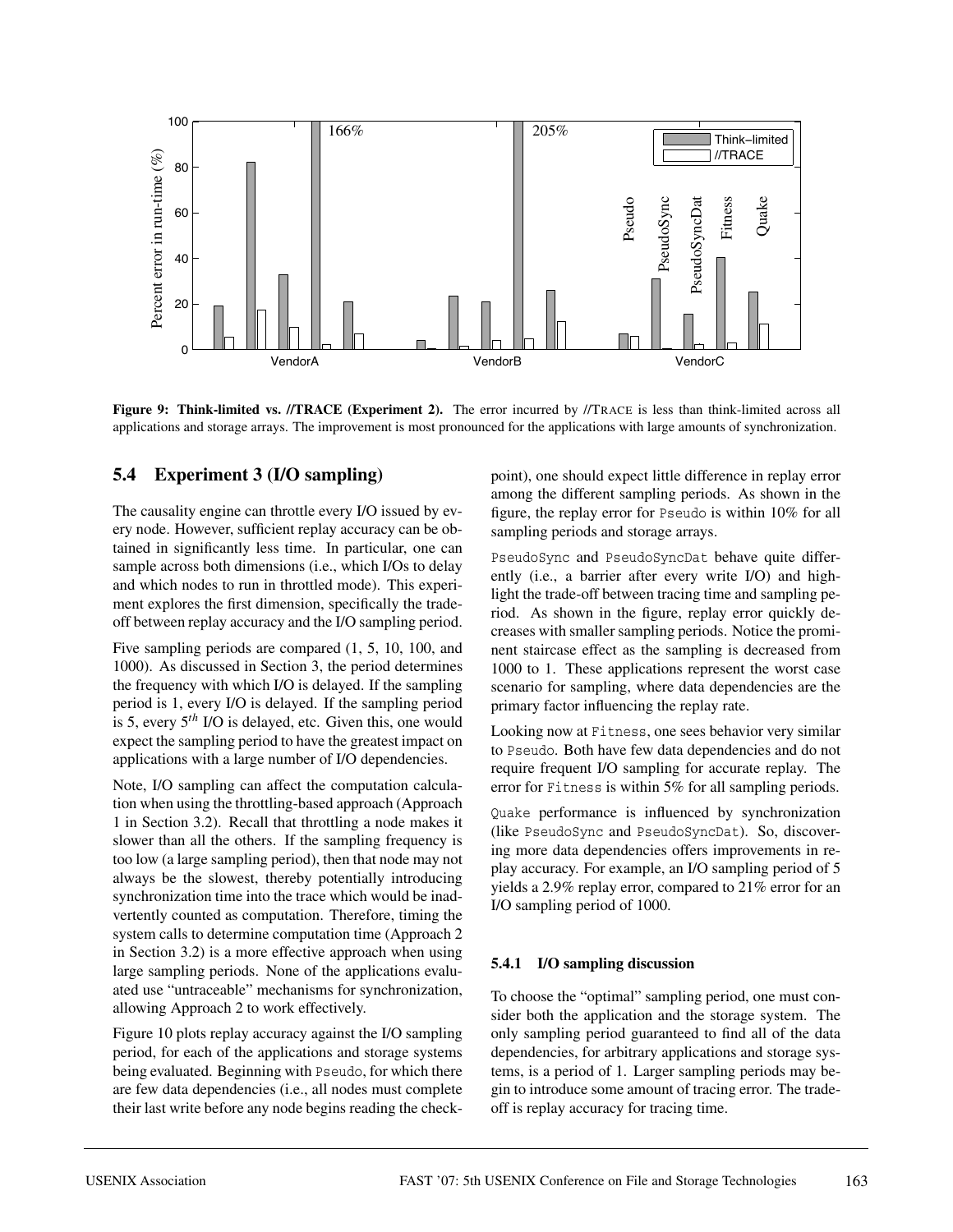**Figure 9: Think-limited vs. //TRACE (Experiment 2).** The error incurred by //TRACE is less than think-limited across all applications and storage arrays. The improvement is most pronounced for the applications with large amounts of synchronization.

## 5.4 Experiment 3 (I/O sampling)

The causality engine can throttle every I/O issued by every node. However, sufficient replay accuracy can be obtained in significantly less time. In particular, one can sample across both dimensions (i.e., which I/Os to delay and which nodes to run in throttled mode). This experiment explores the first dimension, specifically the trade-off between replay accuracy and the I/O sampling period.

Five sampling periods are compared (1, 5, 10, 100, and 1000). As discussed in Section 3, the period determines the frequency with which I/O is delayed. If the sampling period is 1, every I/O is delayed. If the sampling period is 5, every $5^{th}$ I/O is delayed, etc. Given this, one would expect the sampling period to have the greatest impact on applications with a large number of I/O dependencies.

Note, I/O sampling can affect the computation calculation when using the throttling-based approach (Approach 1 in Section 3.2). Recall that throttling a node makes it slower than all the others. If the sampling frequency is too low (a large sampling period), then that node may not always be the slowest, thereby potentially introducing synchronization time into the trace which would be inadvertently counted as computation. Therefore, timing the system calls to determine computation time (Approach 2 in Section 3.2) is a more effective approach when using large sampling periods. None of the applications evaluated use "untraceable" mechanisms for synchronization, allowing Approach 2 to work effectively.

Figure 10 plots replay accuracy against the I/O sampling period, for each of the applications and storage systems being evaluated. Beginning with `Pseudo`, for which there are few data dependencies (i.e., all nodes must complete their last write before any node begins reading the checkpoint), one should expect little difference in replay error among the different sampling periods. As shown in the figure, the replay error for `Pseudo` is within 10% for all sampling periods and storage arrays.

`PseudoSync` and `PseudoSyncDat` behave quite differently (i.e., a barrier after every write I/O) and highlight the trade-off between tracing time and sampling period. As shown in the figure, replay error quickly decreases with smaller sampling periods. Notice the prominent staircase effect as the sampling is decreased from 1000 to 1. These applications represent the worst case scenario for sampling, where data dependencies are the primary factor influencing the replay rate.

Looking now at `Fitness`, one sees behavior very similar to `Pseudo`. Both have few data dependencies and do not require frequent I/O sampling for accurate replay. The error for `Fitness` is within 5% for all sampling periods.

`Quake` performance is influenced by synchronization (like `PseudoSync` and `PseudoSyncDat`). So, discovering more data dependencies offers improvements in replay accuracy. For example, an I/O sampling period of 5 yields a 2.9% replay error, compared to 21% error for an I/O sampling period of 1000.

### 5.4.1 I/O sampling discussion

To choose the "optimal" sampling period, one must consider both the application and the storage system. The only sampling period guaranteed to find all of the data dependencies, for arbitrary applications and storage systems, is a period of 1. Larger sampling periods may begin to introduce some amount of tracing error. The trade-off is replay accuracy for tracing time.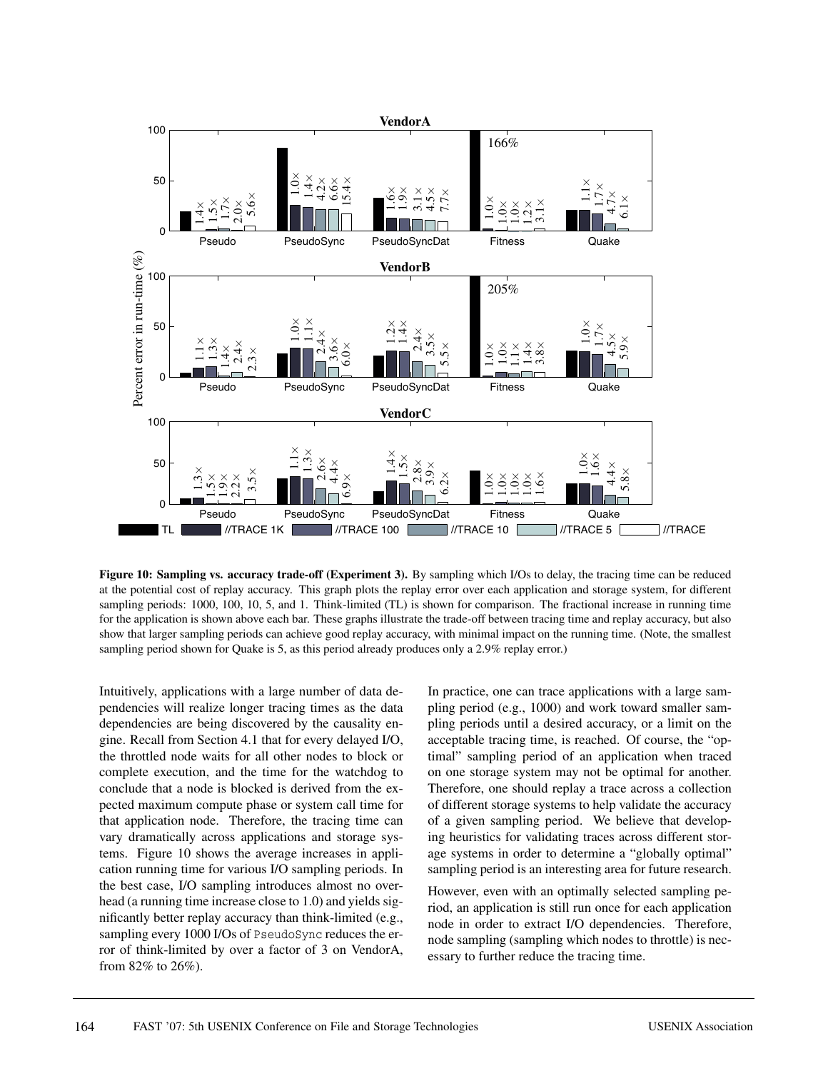**Figure 10: Sampling vs. accuracy trade-off (Experiment 3).** By sampling which I/Os to delay, the tracing time can be reduced at the potential cost of replay accuracy. This graph plots the replay error over each application and storage system, for different sampling periods: 1000, 100, 10, 5, and 1. Think-limited (TL) is shown for comparison. The fractional increase in running time for the application is shown above each bar. These graphs illustrate the trade-off between tracing time and replay accuracy, but also show that larger sampling periods can achieve good replay accuracy, with minimal impact on the running time. (Note, the smallest sampling period shown for Quake is 5, as this period already produces only a 2.9% replay error.)

Intuitively, applications with a large number of data dependencies will realize longer tracing times as the data dependencies are being discovered by the causality engine. Recall from Section 4.1 that for every delayed I/O, the throttled node waits for all other nodes to block or complete execution, and the time for the watchdog to conclude that a node is blocked is derived from the expected maximum compute phase or system call time for that application node. Therefore, the tracing time can vary dramatically across applications and storage systems. Figure 10 shows the average increases in application running time for various I/O sampling periods. In the best case, I/O sampling introduces almost no overhead (a running time increase close to 1.0) and yields significantly better replay accuracy than think-limited (e.g., sampling every 1000 I/Os of `PseudoSync` reduces the error of think-limited by over a factor of 3 on VendorA, from 82% to 26%).

In practice, one can trace applications with a large sampling period (e.g., 1000) and work toward smaller sampling periods until a desired accuracy, or a limit on the acceptable tracing time, is reached. Of course, the "optimal" sampling period of an application when traced on one storage system may not be optimal for another. Therefore, one should replay a trace across a collection of different storage systems to help validate the accuracy of a given sampling period. We believe that developing heuristics for validating traces across different storage systems in order to determine a "globally optimal" sampling period is an interesting area for future research.

However, even with an optimally selected sampling period, an application is still run once for each application node in order to extract I/O dependencies. Therefore, node sampling (sampling which nodes to throttle) is necessary to further reduce the tracing time.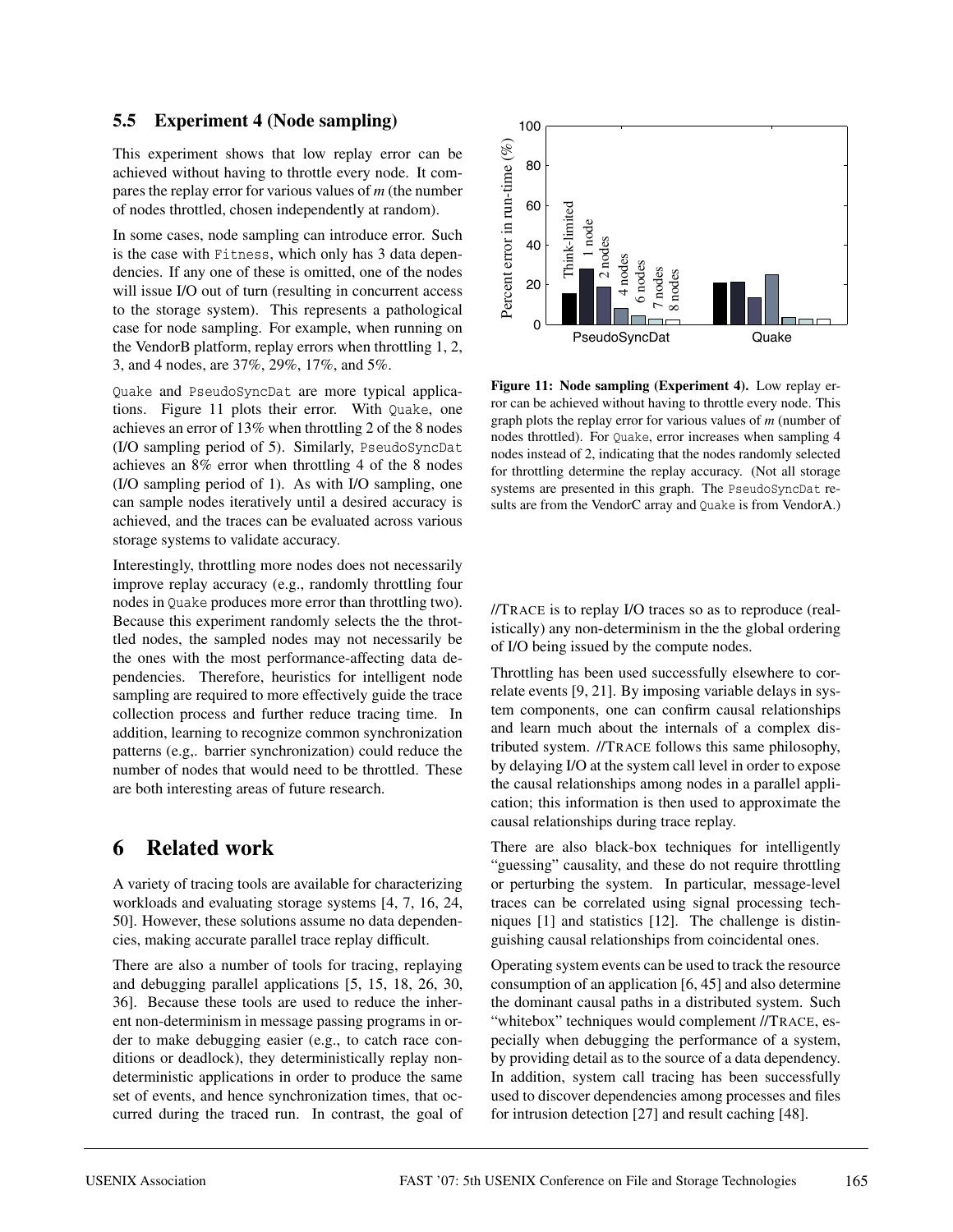### 5.5 Experiment 4 (Node sampling)

This experiment shows that low replay error can be achieved without having to throttle every node. It compares the replay error for various values of $m$ (the number of nodes throttled, chosen independently at random).

In some cases, node sampling can introduce error. Such is the case with `Fitness`, which only has 3 data dependencies. If any one of these is omitted, one of the nodes will issue I/O out of turn (resulting in concurrent access to the storage system). This represents a pathological case for node sampling. For example, when running on the VendorB platform, replay errors when throttling 1, 2, 3, and 4 nodes, are 37%, 29%, 17%, and 5%.

`Quake` and `PseudoSyncDat` are more typical applications. Figure 11 plots their error. With `Quake`, one achieves an error of 13% when throttling 2 of the 8 nodes (I/O sampling period of 5). Similarly, `PseudoSyncDat` achieves an 8% error when throttling 4 of the 8 nodes (I/O sampling period of 1). As with I/O sampling, one can sample nodes iteratively until a desired accuracy is achieved, and the traces can be evaluated across various storage systems to validate accuracy.

Interestingly, throttling more nodes does not necessarily improve replay accuracy (e.g., randomly throttling four nodes in `Quake` produces more error than throttling two). Because this experiment randomly selects the the throttled nodes, the sampled nodes may not necessarily be the ones with the most performance-affecting data dependencies. Therefore, heuristics for intelligent node sampling are required to more effectively guide the trace collection process and further reduce tracing time. In addition, learning to recognize common synchronization patterns (e.g,. barrier synchronization) could reduce the number of nodes that would need to be throttled. These are both interesting areas of future research.

**Figure 11: Node sampling (Experiment 4).** Low replay error can be achieved without having to throttle every node. This graph plots the replay error for various values of $m$ (number of nodes throttled). For `Quake`, error increases when sampling 4 nodes instead of 2, indicating that the nodes randomly selected for throttling determine the replay accuracy. (Not all storage systems are presented in this graph. The `PseudoSyncDat` results are from the VendorC array and `Quake` is from VendorA.)

## 6 Related work

A variety of tracing tools are available for characterizing workloads and evaluating storage systems [4, 7, 16, 24, 50]. However, these solutions assume no data dependencies, making accurate parallel trace replay difficult.

There are also a number of tools for tracing, replaying and debugging parallel applications [5, 15, 18, 26, 30, 36]. Because these tools are used to reduce the inherent non-determinism in message passing programs in order to make debugging easier (e.g., to catch race conditions or deadlock), they deterministically replay non-deterministic applications in order to produce the same set of events, and hence synchronization times, that occurred during the traced run. In contrast, the goal of //TRACE is to replay I/O traces so as to reproduce (realistically) any non-determinism in the the global ordering of I/O being issued by the compute nodes.

Throttling has been used successfully elsewhere to correlate events [9, 21]. By imposing variable delays in system components, one can confirm causal relationships and learn much about the internals of a complex distributed system. //TRACE follows this same philosophy, by delaying I/O at the system call level in order to expose the causal relationships among nodes in a parallel application; this information is then used to approximate the causal relationships during trace replay.

There are also black-box techniques for intelligently "guessing" causality, and these do not require throttling or perturbing the system. In particular, message-level traces can be correlated using signal processing techniques [1] and statistics [12]. The challenge is distinguishing causal relationships from coincidental ones.

Operating system events can be used to track the resource consumption of an application [6, 45] and also determine the dominant causal paths in a distributed system. Such "whitebox" techniques would complement //TRACE, especially when debugging the performance of a system, by providing detail as to the source of a data dependency. In addition, system call tracing has been successfully used to discover dependencies among processes and files for intrusion detection [27] and result caching [48].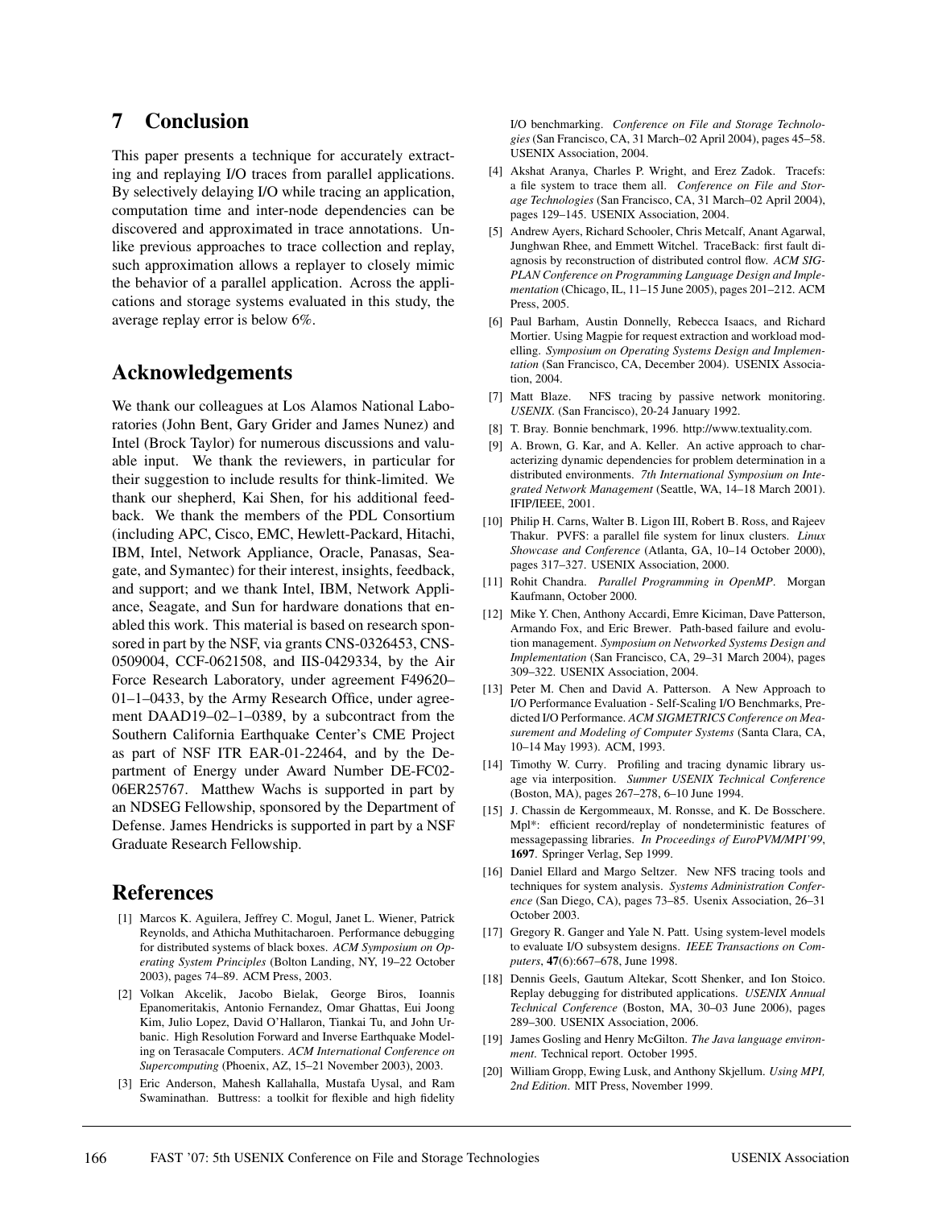# 7 Conclusion

This paper presents a technique for accurately extracting and replaying I/O traces from parallel applications. By selectively delaying I/O while tracing an application, computation time and inter-node dependencies can be discovered and approximated in trace annotations. Unlike previous approaches to trace collection and replay, such approximation allows a replayer to closely mimic the behavior of a parallel application. Across the applications and storage systems evaluated in this study, the average replay error is below 6%.

# Acknowledgements

We thank our colleagues at Los Alamos National Laboratories (John Bent, Gary Grider and James Nunez) and Intel (Brock Taylor) for numerous discussions and valuable input. We thank the reviewers, in particular for their suggestion to include results for think-limited. We thank our shepherd, Kai Shen, for his additional feedback. We thank the members of the PDL Consortium (including APC, Cisco, EMC, Hewlett-Packard, Hitachi, IBM, Intel, Network Appliance, Oracle, Panasas, Seagate, and Symantec) for their interest, insights, feedback, and support; and we thank Intel, IBM, Network Appliance, Seagate, and Sun for hardware donations that enabled this work. This material is based on research sponsored in part by the NSF, via grants CNS-0326453, CNS-0509004, CCF-0621508, and IIS-0429334, by the Air Force Research Laboratory, under agreement F49620–01–1–0433, by the Army Research Office, under agreement DAAD19–02–1–0389, by a subcontract from the Southern California Earthquake Center's CME Project as part of NSF ITR EAR-01-22464, and by the Department of Energy under Award Number DE-FC02-06ER25767. Matthew Wachs is supported in part by an NDSEG Fellowship, sponsored by the Department of Defense. James Hendricks is supported in part by a NSF Graduate Research Fellowship.

# References

[1] Marcos K. Aguilera, Jeffrey C. Mogul, Janet L. Wiener, Patrick Reynolds, and Athicha Muthitacharoen. Performance debugging for distributed systems of black boxes. *ACM Symposium on Operating System Principles* (Bolton Landing, NY, 19–22 October 2003), pages 74–89. ACM Press, 2003.

[2] Volkan Akcelik, Jacobo Bielak, George Biros, Ioannis Epanomeritakis, Antonio Fernandez, Omar Ghattas, Eui Joong Kim, Julio Lopez, David O'Hallaron, Tiankai Tu, and John Urbanic. High Resolution Forward and Inverse Earthquake Modeling on Terasacale Computers. *ACM International Conference on Supercomputing* (Phoenix, AZ, 15–21 November 2003), 2003.

[3] Eric Anderson, Mahesh Kallahalla, Mustafa Uysal, and Ram Swaminathan. Buttress: a toolkit for flexible and high fidelity I/O benchmarking. *Conference on File and Storage Technologies* (San Francisco, CA, 31 March–02 April 2004), pages 45–58. USENIX Association, 2004.

[4] Akshat Aranya, Charles P. Wright, and Erez Zadok. Tracefs: a file system to trace them all. *Conference on File and Storage Technologies* (San Francisco, CA, 31 March–02 April 2004), pages 129–145. USENIX Association, 2004.

[5] Andrew Ayers, Richard Schooler, Chris Metcalf, Anant Agarwal, Junghwan Rhee, and Emmett Witchel. TraceBack: first fault diagnosis by reconstruction of distributed control flow. *ACM SIGPLAN Conference on Programming Language Design and Implementation* (Chicago, IL, 11–15 June 2005), pages 201–212. ACM Press, 2005.

[6] Paul Barham, Austin Donnelly, Rebecca Isaacs, and Richard Mortier. Using Magpie for request extraction and workload modelling. *Symposium on Operating Systems Design and Implementation* (San Francisco, CA, December 2004). USENIX Association, 2004.

[7] Matt Blaze. NFS tracing by passive network monitoring. *USENIX*. (San Francisco), 20-24 January 1992.

[8] T. Bray. Bonnie benchmark, 1996. http://www.textuality.com.

[9] A. Brown, G. Kar, and A. Keller. An active approach to characterizing dynamic dependencies for problem determination in a distributed environments. *7th International Symposium on Integrated Network Management* (Seattle, WA, 14–18 March 2001). IFIP/IEEE, 2001.

[10] Philip H. Carns, Walter B. Ligon III, Robert B. Ross, and Rajeev Thakur. PVFS: a parallel file system for linux clusters. *Linux Showcase and Conference* (Atlanta, GA, 10–14 October 2000), pages 317–327. USENIX Association, 2000.

[11] Rohit Chandra. *Parallel Programming in OpenMP*. Morgan Kaufmann, October 2000.

[12] Mike Y. Chen, Anthony Accardi, Emre Kiciman, Dave Patterson, Armando Fox, and Eric Brewer. Path-based failure and evolution management. *Symposium on Networked Systems Design and Implementation* (San Francisco, CA, 29–31 March 2004), pages 309–322. USENIX Association, 2004.

[13] Peter M. Chen and David A. Patterson. A New Approach to I/O Performance Evaluation - Self-Scaling I/O Benchmarks, Predicted I/O Performance. *ACM SIGMETRICS Conference on Measurement and Modeling of Computer Systems* (Santa Clara, CA, 10–14 May 1993). ACM, 1993.

[14] Timothy W. Curry. Profiling and tracing dynamic library usage via interposition. *Summer USENIX Technical Conference* (Boston, MA), pages 267–278, 6–10 June 1994.

[15] J. Chassin de Kergommeaux, M. Ronsse, and K. De Bosschere. Mpl*: efficient record/replay of nondeterministic features of messagepassing libraries. *In Proceedings of EuroPVM/MPI'99*, **1697**. Springer Verlag, Sep 1999.

[16] Daniel Ellard and Margo Seltzer. New NFS tracing tools and techniques for system analysis. *Systems Administration Conference* (San Diego, CA), pages 73–85. Usenix Association, 26–31 October 2003.

[17] Gregory R. Ganger and Yale N. Patt. Using system-level models to evaluate I/O subsystem designs. *IEEE Transactions on Computers*, **47**(6):667–678, June 1998.

[18] Dennis Geels, Gautum Altekar, Scott Shenker, and Ion Stoica. Replay debugging for distributed applications. *USENIX Annual Technical Conference* (Boston, MA, 30–03 June 2006), pages 289–300. USENIX Association, 2006.

[19] James Gosling and Henry McGilton. *The Java language environment*. Technical report. October 1995.

[20] William Gropp, Ewing Lusk, and Anthony Skjellum. *Using MPI, 2nd Edition*. MIT Press, November 1999.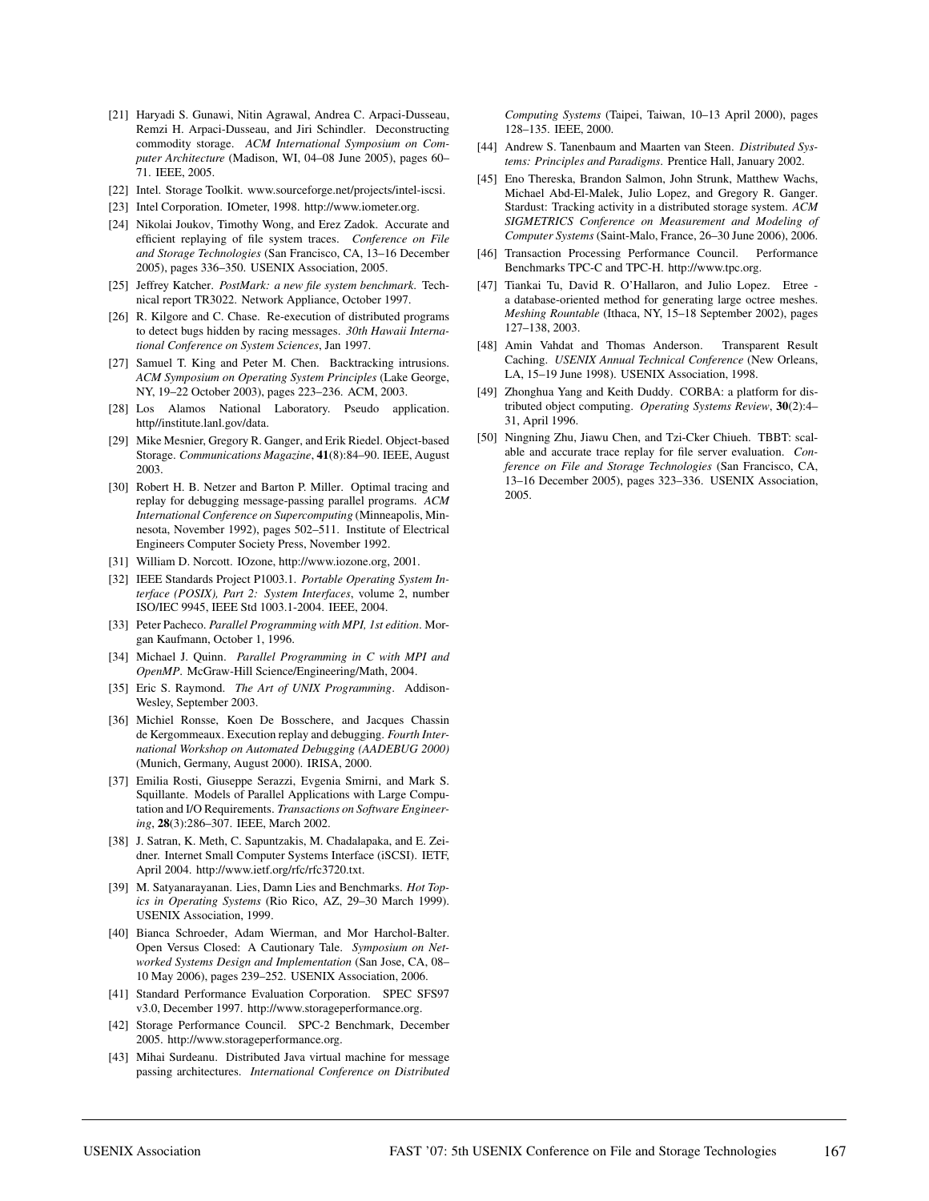[21] Haryadi S. Gunawi, Nitin Agrawal, Andrea C. Arpaci-Dusseau, Remzi H. Arpaci-Dusseau, and Jiri Schindler. Deconstructing commodity storage. *ACM International Symposium on Computer Architecture* (Madison, WI, 04–08 June 2005), pages 60–71. IEEE, 2005.

[22] Intel. Storage Toolkit. www.sourceforge.net/projects/intel-iscsi.

[23] Intel Corporation. IOmeter, 1998. http://www.iometer.org.

[24] Nikolai Joukov, Timothy Wong, and Erez Zadok. Accurate and efficient replaying of file system traces. *Conference on File and Storage Technologies* (San Francisco, CA, 13–16 December 2005), pages 336–350. USENIX Association, 2005.

[25] Jeffrey Katcher. *PostMark: a new file system benchmark*. Technical report TR3022. Network Appliance, October 1997.

[26] R. Kilgore and C. Chase. Re-execution of distributed programs to detect bugs hidden by racing messages. *30th Hawaii International Conference on System Sciences*, Jan 1997.

[27] Samuel T. King and Peter M. Chen. Backtracking intrusions. *ACM Symposium on Operating System Principles* (Lake George, NY, 19–22 October 2003), pages 223–236. ACM, 2003.

[28] Los Alamos National Laboratory. Pseudo application. http//institute.lanl.gov/data.

[29] Mike Mesnier, Gregory R. Ganger, and Erik Riedel. Object-based Storage. *Communications Magazine*, **41**(8):84–90. IEEE, August 2003.

[30] Robert H. B. Netzer and Barton P. Miller. Optimal tracing and replay for debugging message-passing parallel programs. *ACM International Conference on Supercomputing* (Minneapolis, Minnesota, November 1992), pages 502–511. Institute of Electrical Engineers Computer Society Press, November 1992.

[31] William D. Norcott. IOzone, http://www.iozone.org, 2001.

[32] IEEE Standards Project P1003.1. *Portable Operating System Interface (POSIX), Part 2: System Interfaces*, volume 2, number ISO/IEC 9945, IEEE Std 1003.1-2004. IEEE, 2004.

[33] Peter Pacheco. *Parallel Programming with MPI, 1st edition*. Morgan Kaufmann, October 1, 1996.

[34] Michael J. Quinn. *Parallel Programming in C with MPI and OpenMP*. McGraw-Hill Science/Engineering/Math, 2004.

[35] Eric S. Raymond. *The Art of UNIX Programming*. Addison-Wesley, September 2003.

[36] Michiel Ronsse, Koen De Bosschere, and Jacques Chassin de Kergommeaux. Execution replay and debugging. *Fourth International Workshop on Automated Debugging (AADEBUG 2000)* (Munich, Germany, August 2000). IRISA, 2000.

[37] Emilia Rosti, Giuseppe Serazzi, Evgenia Smirni, and Mark S. Squillante. Models of Parallel Applications with Large Computation and I/O Requirements. *Transactions on Software Engineering*, **28**(3):286–307. IEEE, March 2002.

[38] J. Satran, K. Meth, C. Sapuntzakis, M. Chadalapaka, and E. Zeidner. Internet Small Computer Systems Interface (iSCSI). IETF, April 2004. http://www.ietf.org/rfc/rfc3720.txt.

[39] M. Satyanarayanan. Lies, Damn Lies and Benchmarks. *Hot Topics in Operating Systems* (Rio Rico, AZ, 29–30 March 1999). USENIX Association, 1999.

[40] Bianca Schroeder, Adam Wierman, and Mor Harchol-Balter. Open Versus Closed: A Cautionary Tale. *Symposium on Networked Systems Design and Implementation* (San Jose, CA, 08–10 May 2006), pages 239–252. USENIX Association, 2006.

[41] Standard Performance Evaluation Corporation. SPEC SFS97 v3.0, December 1997. http://www.storageperformance.org.

[42] Storage Performance Council. SPC-2 Benchmark, December 2005. http://www.storageperformance.org.

[43] Mihai Surdeanu. Distributed Java virtual machine for message passing architectures. *International Conference on Distributed Computing Systems* (Taipei, Taiwan, 10–13 April 2000), pages 128–135. IEEE, 2000.

[44] Andrew S. Tanenbaum and Maarten van Steen. *Distributed Systems: Principles and Paradigms*. Prentice Hall, January 2002.

[45] Eno Thereska, Brandon Salmon, John Strunk, Matthew Wachs, Michael Abd-El-Malek, Julio Lopez, and Gregory R. Ganger. Stardust: Tracking activity in a distributed storage system. *ACM SIGMETRICS Conference on Measurement and Modeling of Computer Systems* (Saint-Malo, France, 26–30 June 2006), 2006.

[46] Transaction Processing Performance Council. Performance Benchmarks TPC-C and TPC-H. http://www.tpc.org.

[47] Tiankai Tu, David R. O'Hallaron, and Julio Lopez. Etree - a database-oriented method for generating large octree meshes. *Meshing Rountable* (Ithaca, NY, 15–18 September 2002), pages 127–138, 2003.

[48] Amin Vahdat and Thomas Anderson. Transparent Result Caching. *USENIX Annual Technical Conference* (New Orleans, LA, 15–19 June 1998). USENIX Association, 1998.

[49] Zhonghua Yang and Keith Duddy. CORBA: a platform for distributed object computing. *Operating Systems Review*, **30**(2):4–31, April 1996.

[50] Ningning Zhu, Jiawu Chen, and Tzi-Cker Chiueh. TBBT: scalable and accurate trace replay for file server evaluation. *Conference on File and Storage Technologies* (San Francisco, CA, 13–16 December 2005), pages 323–336. USENIX Association, 2005.